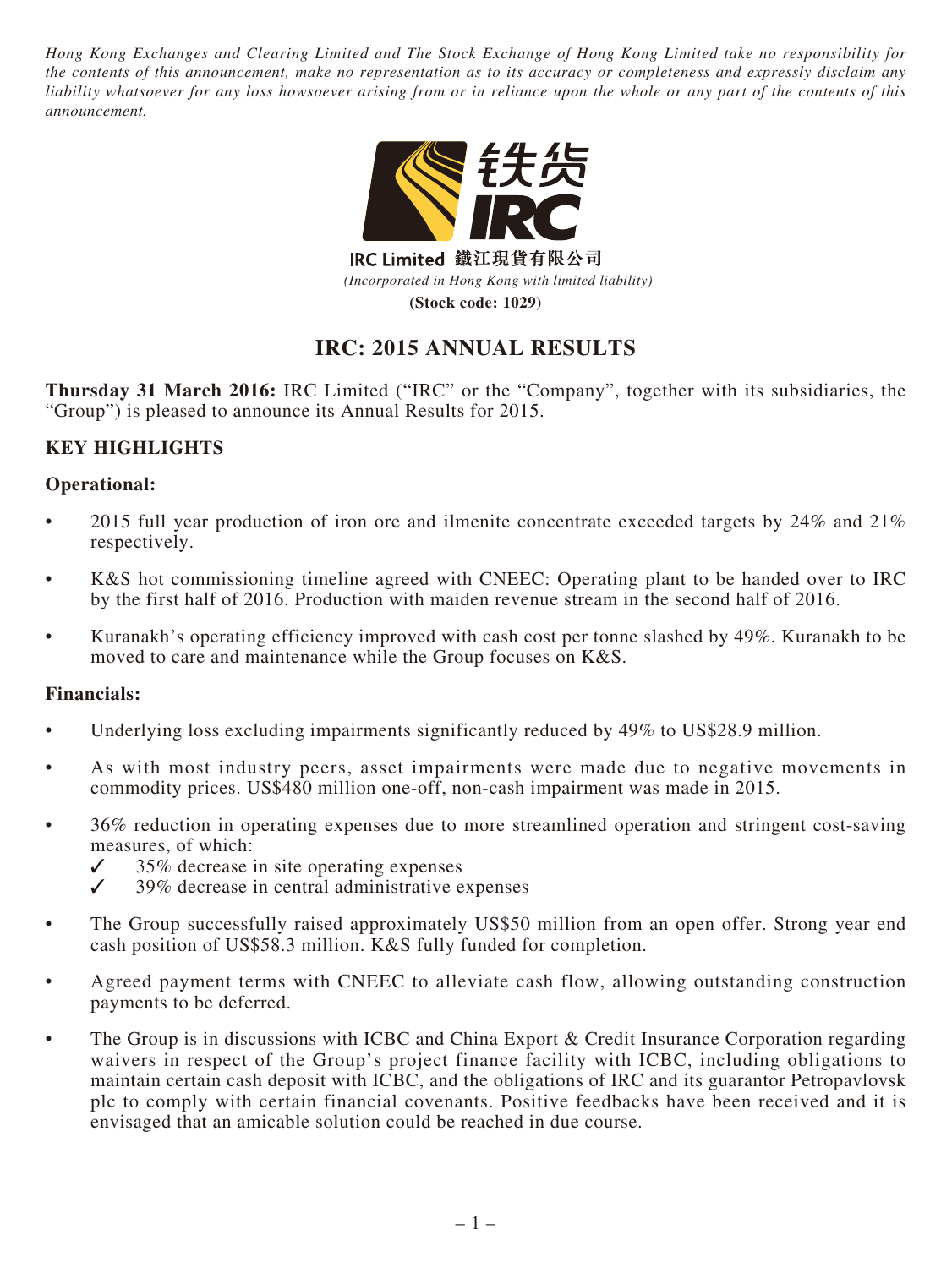*Hong Kong Exchanges and Clearing Limited and The Stock Exchange of Hong Kong Limited take no responsibility for the contents of this announcement, make no representation as to its accuracy or completeness and expressly disclaim any liability whatsoever for any loss howsoever arising from or in reliance upon the whole or any part of the contents of this announcement.*

铁货 IRC

**IRC Limited 鐵江現貨有限公司**

*(Incorporated in Hong Kong with limited liability)*

**(Stock code: 1029)**

# IRC: 2015 ANNUAL RESULTS

**Thursday 31 March 2016:** IRC Limited ("IRC" or the "Company", together with its subsidiaries, the "Group") is pleased to announce its Annual Results for 2015.

## KEY HIGHLIGHTS

### Operational:

- 2015 full year production of iron ore and ilmenite concentrate exceeded targets by 24% and 21% respectively.
- K&S hot commissioning timeline agreed with CNEEC: Operating plant to be handed over to IRC by the first half of 2016. Production with maiden revenue stream in the second half of 2016.
- Kuranakh's operating efficiency improved with cash cost per tonne slashed by 49%. Kuranakh to be moved to care and maintenance while the Group focuses on K&S.

### Financials:

- Underlying loss excluding impairments significantly reduced by 49% to US$28.9 million.
- As with most industry peers, asset impairments were made due to negative movements in commodity prices. US$480 million one-off, non-cash impairment was made in 2015.
- 36% reduction in operating expenses due to more streamlined operation and stringent cost-saving measures, of which:
  - ✓ 35% decrease in site operating expenses
  - ✓ 39% decrease in central administrative expenses
- The Group successfully raised approximately US$50 million from an open offer. Strong year end cash position of US$58.3 million. K&S fully funded for completion.
- Agreed payment terms with CNEEC to alleviate cash flow, allowing outstanding construction payments to be deferred.
- The Group is in discussions with ICBC and China Export & Credit Insurance Corporation regarding waivers in respect of the Group's project finance facility with ICBC, including obligations to maintain certain cash deposit with ICBC, and the obligations of IRC and its guarantor Petropavlovsk plc to comply with certain financial covenants. Positive feedbacks have been received and it is envisaged that an amicable solution could be reached in due course.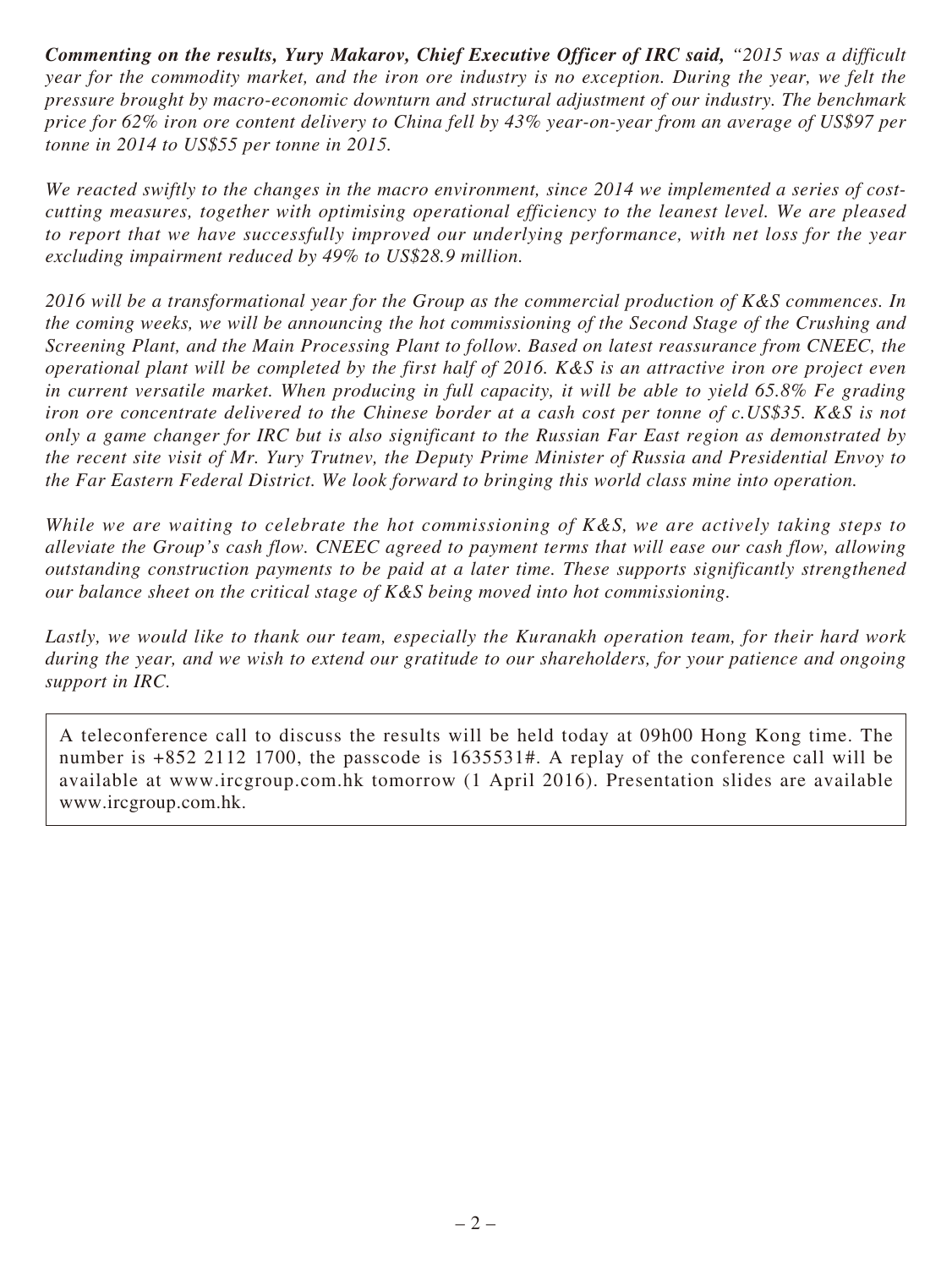***Commenting on the results, Yury Makarov, Chief Executive Officer of IRC said,*** *"2015 was a difficult year for the commodity market, and the iron ore industry is no exception. During the year, we felt the pressure brought by macro-economic downturn and structural adjustment of our industry. The benchmark price for 62% iron ore content delivery to China fell by 43% year-on-year from an average of US$97 per tonne in 2014 to US$55 per tonne in 2015.*

*We reacted swiftly to the changes in the macro environment, since 2014 we implemented a series of cost-cutting measures, together with optimising operational efficiency to the leanest level. We are pleased to report that we have successfully improved our underlying performance, with net loss for the year excluding impairment reduced by 49% to US$28.9 million.*

*2016 will be a transformational year for the Group as the commercial production of K&S commences. In the coming weeks, we will be announcing the hot commissioning of the Second Stage of the Crushing and Screening Plant, and the Main Processing Plant to follow. Based on latest reassurance from CNEEC, the operational plant will be completed by the first half of 2016. K&S is an attractive iron ore project even in current versatile market. When producing in full capacity, it will be able to yield 65.8% Fe grading iron ore concentrate delivered to the Chinese border at a cash cost per tonne of c.US$35. K&S is not only a game changer for IRC but is also significant to the Russian Far East region as demonstrated by the recent site visit of Mr. Yury Trutnev, the Deputy Prime Minister of Russia and Presidential Envoy to the Far Eastern Federal District. We look forward to bringing this world class mine into operation.*

*While we are waiting to celebrate the hot commissioning of K&S, we are actively taking steps to alleviate the Group's cash flow. CNEEC agreed to payment terms that will ease our cash flow, allowing outstanding construction payments to be paid at a later time. These supports significantly strengthened our balance sheet on the critical stage of K&S being moved into hot commissioning.*

*Lastly, we would like to thank our team, especially the Kuranakh operation team, for their hard work during the year, and we wish to extend our gratitude to our shareholders, for your patience and ongoing support in IRC.*

A teleconference call to discuss the results will be held today at 09h00 Hong Kong time. The number is +852 2112 1700, the passcode is 1635531#. A replay of the conference call will be available at www.ircgroup.com.hk tomorrow (1 April 2016). Presentation slides are available www.ircgroup.com.hk.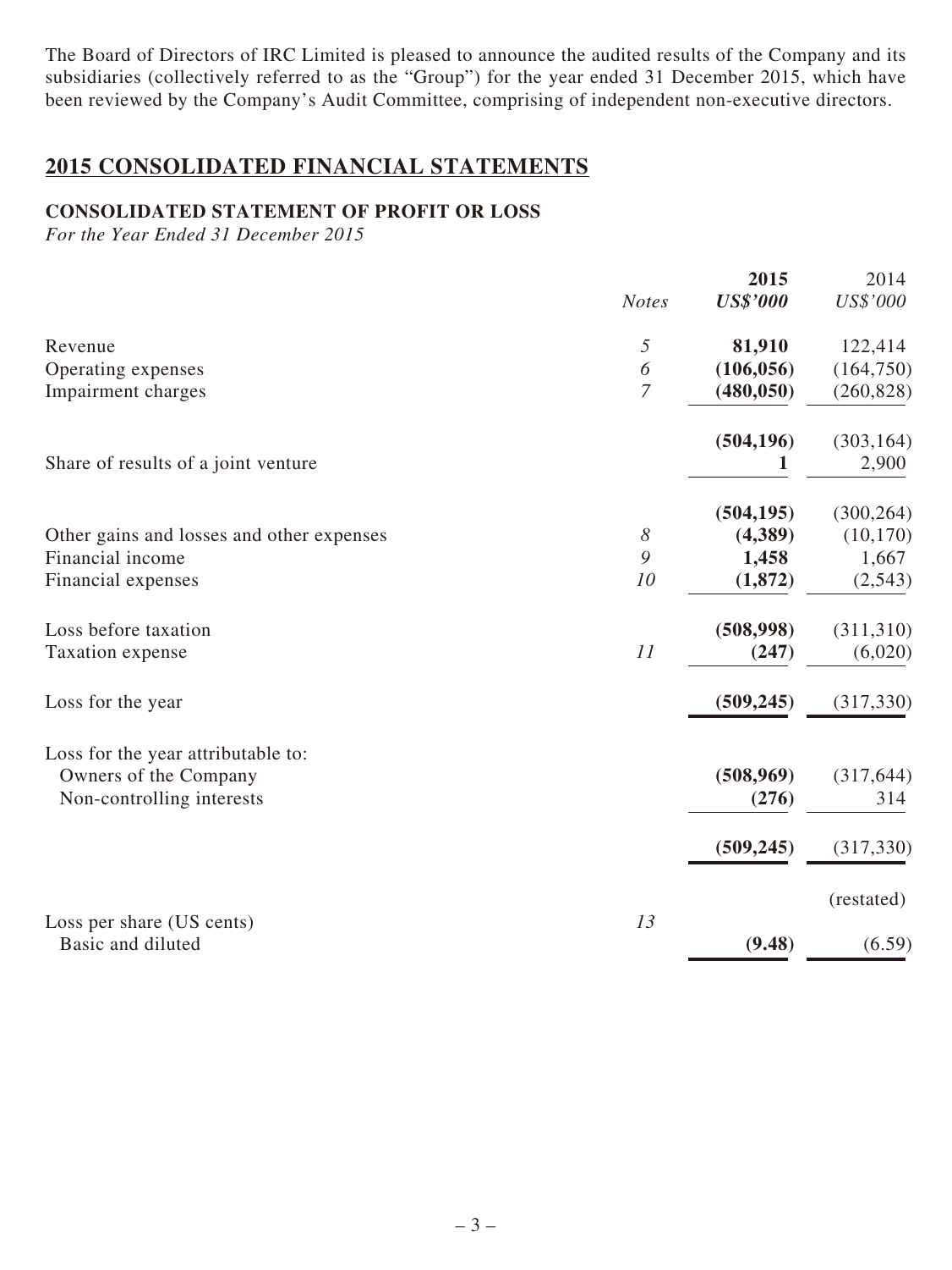The Board of Directors of IRC Limited is pleased to announce the audited results of the Company and its subsidiaries (collectively referred to as the "Group") for the year ended 31 December 2015, which have been reviewed by the Company's Audit Committee, comprising of independent non-executive directors.

## 2015 CONSOLIDATED FINANCIAL STATEMENTS

### CONSOLIDATED STATEMENT OF PROFIT OR LOSS

*For the Year Ended 31 December 2015*

| | *Notes* | **2015** **US$'000** | 2014 US$'000 |
|---|---|---|---|
| Revenue | *5* | **81,910** | 122,414 |
| Operating expenses | *6* | **(106,056)** | (164,750) |
| Impairment charges | *7* | **(480,050)** | (260,828) |
| | | **(504,196)** | (303,164) |
| Share of results of a joint venture | | **1** | 2,900 |
| | | **(504,195)** | (300,264) |
| Other gains and losses and other expenses | *8* | **(4,389)** | (10,170) |
| Financial income | *9* | **1,458** | 1,667 |
| Financial expenses | *10* | **(1,872)** | (2,543) |
| Loss before taxation | | **(508,998)** | (311,310) |
| Taxation expense | *11* | **(247)** | (6,020) |
| Loss for the year | | **(509,245)** | (317,330) |
| Loss for the year attributable to: | | | |
| Owners of the Company | | **(508,969)** | (317,644) |
| Non-controlling interests | | **(276)** | 314 |
| | | **(509,245)** | (317,330) |
| | | | (restated) |
| Loss per share (US cents) | *13* | | |
| Basic and diluted | | **(9.48)** | (6.59) |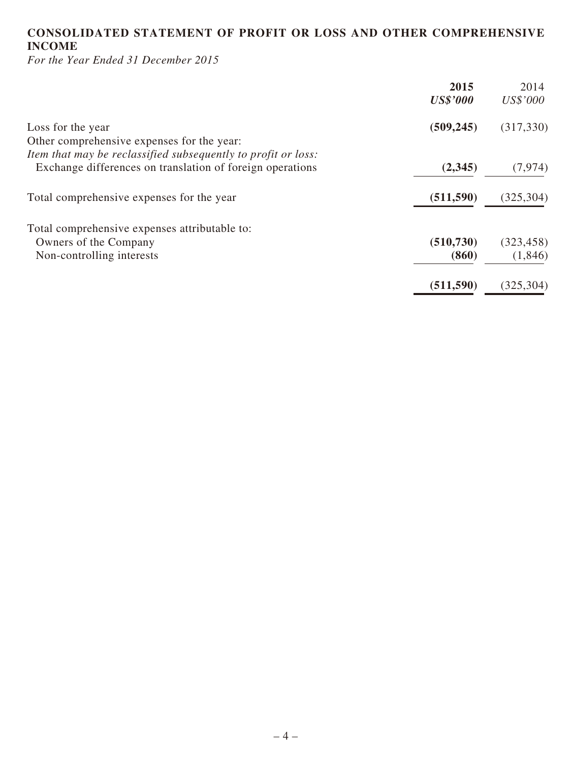## CONSOLIDATED STATEMENT OF PROFIT OR LOSS AND OTHER COMPREHENSIVE INCOME

*For the Year Ended 31 December 2015*

| | **2015** | 2014 |
|---|---|---|
| | ***US$'000*** | *US$'000* |
| Loss for the year | **(509,245)** | (317,330) |
| Other comprehensive expenses for the year: | | |
| *Item that may be reclassified subsequently to profit or loss:* | | |
| Exchange differences on translation of foreign operations | **(2,345)** | (7,974) |
| Total comprehensive expenses for the year | **(511,590)** | (325,304) |
| Total comprehensive expenses attributable to: | | |
| Owners of the Company | **(510,730)** | (323,458) |
| Non-controlling interests | **(860)** | (1,846) |
| | **(511,590)** | (325,304) |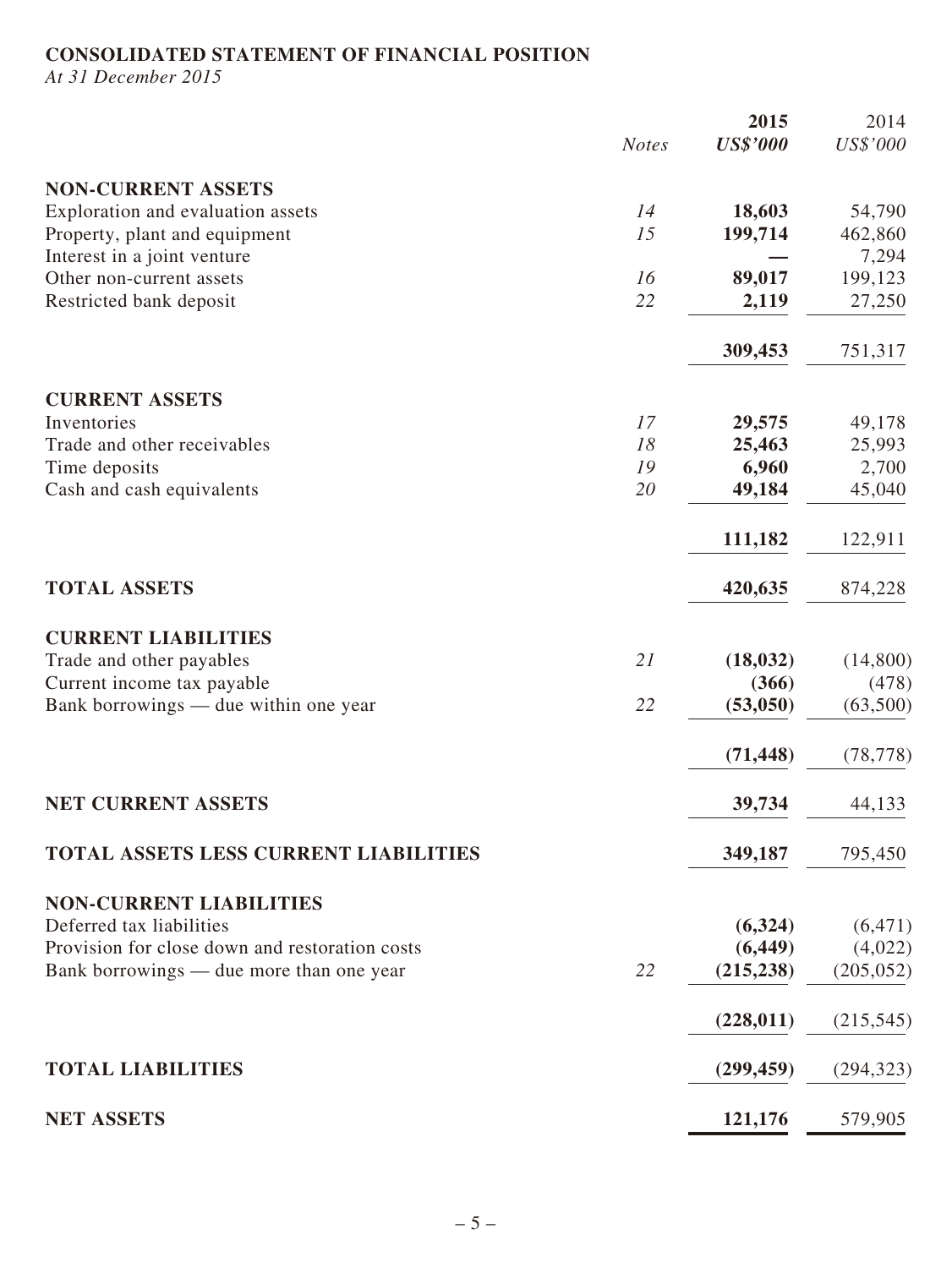**CONSOLIDATED STATEMENT OF FINANCIAL POSITION**

*At 31 December 2015*

| | *Notes* | **2015** | 2014 |
|---|---|---|---|
| | | ***US$'000*** | *US$'000* |
| **NON-CURRENT ASSETS** | | | |
| Exploration and evaluation assets | *14* | **18,603** | 54,790 |
| Property, plant and equipment | *15* | **199,714** | 462,860 |
| Interest in a joint venture | | **—** | 7,294 |
| Other non-current assets | *16* | **89,017** | 199,123 |
| Restricted bank deposit | *22* | **2,119** | 27,250 |
| | | **309,453** | 751,317 |
| **CURRENT ASSETS** | | | |
| Inventories | *17* | **29,575** | 49,178 |
| Trade and other receivables | *18* | **25,463** | 25,993 |
| Time deposits | *19* | **6,960** | 2,700 |
| Cash and cash equivalents | *20* | **49,184** | 45,040 |
| | | **111,182** | 122,911 |
| **TOTAL ASSETS** | | **420,635** | 874,228 |
| **CURRENT LIABILITIES** | | | |
| Trade and other payables | *21* | **(18,032)** | (14,800) |
| Current income tax payable | | **(366)** | (478) |
| Bank borrowings — due within one year | *22* | **(53,050)** | (63,500) |
| | | **(71,448)** | (78,778) |
| **NET CURRENT ASSETS** | | **39,734** | 44,133 |
| **TOTAL ASSETS LESS CURRENT LIABILITIES** | | **349,187** | 795,450 |
| **NON-CURRENT LIABILITIES** | | | |
| Deferred tax liabilities | | **(6,324)** | (6,471) |
| Provision for close down and restoration costs | | **(6,449)** | (4,022) |
| Bank borrowings — due more than one year | *22* | **(215,238)** | (205,052) |
| | | **(228,011)** | (215,545) |
| **TOTAL LIABILITIES** | | **(299,459)** | (294,323) |
| **NET ASSETS** | | **121,176** | 579,905 |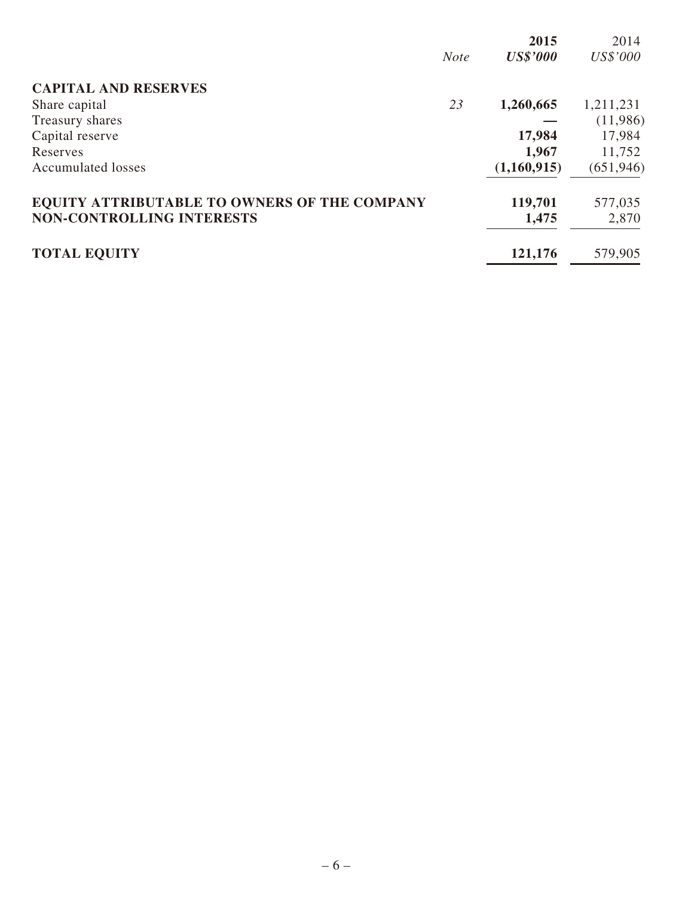| | Note | 2015 | 2014 |
|---|---|---|---|
| | | **US$'000** | US$'000 |
| **CAPITAL AND RESERVES** | | | |
| Share capital | 23 | **1,260,665** | 1,211,231 |
| Treasury shares | | **—** | (11,986) |
| Capital reserve | | **17,984** | 17,984 |
| Reserves | | **1,967** | 11,752 |
| Accumulated losses | | **(1,160,915)** | (651,946) |
| **EQUITY ATTRIBUTABLE TO OWNERS OF THE COMPANY** | | **119,701** | 577,035 |
| **NON-CONTROLLING INTERESTS** | | **1,475** | 2,870 |
| **TOTAL EQUITY** | | **121,176** | 579,905 |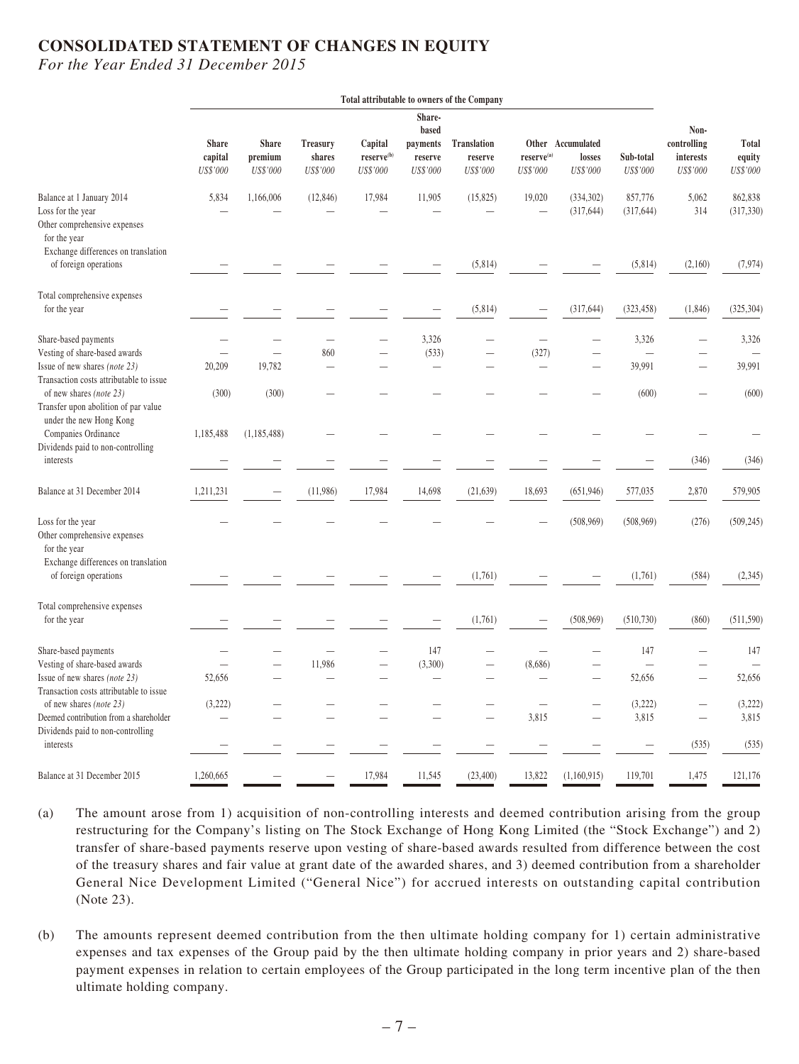# CONSOLIDATED STATEMENT OF CHANGES IN EQUITY

*For the Year Ended 31 December 2015*

| | Total attributable to owners of the Company | | | | | | | | | | |
|---|---|---|---|---|---|---|---|---|---|---|---|
| | Share capital | Share premium | Treasury shares | Capital reserve[(b)] | Share-based payments reserve | Translation reserve | Other reserve[(a)] | Accumulated losses | Sub-total | Non-controlling interests | Total equity |
| | *US$'000* | *US$'000* | *US$'000* | *US$'000* | *US$'000* | *US$'000* | *US$'000* | *US$'000* | *US$'000* | *US$'000* | *US$'000* |
| Balance at 1 January 2014 | 5,834 | 1,166,006 | (12,846) | 17,984 | 11,905 | (15,825) | 19,020 | (334,302) | 857,776 | 5,062 | 862,838 |
| Loss for the year | — | — | — | — | — | — | — | (317,644) | (317,644) | 314 | (317,330) |
| Other comprehensive expenses for the year | | | | | | | | | | | |
| Exchange differences on translation of foreign operations | — | — | — | — | — | (5,814) | — | — | (5,814) | (2,160) | (7,974) |
| Total comprehensive expenses for the year | — | — | — | — | — | (5,814) | — | (317,644) | (323,458) | (1,846) | (325,304) |
| Share-based payments | — | — | — | — | 3,326 | — | — | — | 3,326 | — | 3,326 |
| Vesting of share-based awards | — | — | 860 | — | (533) | — | (327) | — | — | — | — |
| Issue of new shares *(note 23)* | 20,209 | 19,782 | — | — | — | — | — | — | 39,991 | — | 39,991 |
| Transaction costs attributable to issue of new shares *(note 23)* | (300) | (300) | — | — | — | — | — | — | (600) | — | (600) |
| Transfer upon abolition of par value under the new Hong Kong Companies Ordinance | 1,185,488 | (1,185,488) | — | — | — | — | — | — | — | — | — |
| Dividends paid to non-controlling interests | — | — | — | — | — | — | — | — | — | (346) | (346) |
| Balance at 31 December 2014 | 1,211,231 | — | (11,986) | 17,984 | 14,698 | (21,639) | 18,693 | (651,946) | 577,035 | 2,870 | 579,905 |
| Loss for the year | — | — | — | — | — | — | — | (508,969) | (508,969) | (276) | (509,245) |
| Other comprehensive expenses for the year | | | | | | | | | | | |
| Exchange differences on translation of foreign operations | — | — | — | — | — | (1,761) | — | — | (1,761) | (584) | (2,345) |
| Total comprehensive expenses for the year | — | — | — | — | — | (1,761) | — | (508,969) | (510,730) | (860) | (511,590) |
| Share-based payments | — | — | — | — | 147 | — | — | — | 147 | — | 147 |
| Vesting of share-based awards | — | — | 11,986 | — | (3,300) | — | (8,686) | — | — | — | — |
| Issue of new shares *(note 23)* | 52,656 | — | — | — | — | — | — | — | 52,656 | — | 52,656 |
| Transaction costs attributable to issue of new shares *(note 23)* | (3,222) | — | — | — | — | — | — | — | (3,222) | — | (3,222) |
| Deemed contribution from a shareholder | — | — | — | — | — | — | 3,815 | — | 3,815 | — | 3,815 |
| Dividends paid to non-controlling interests | — | — | — | — | — | — | — | — | — | (535) | (535) |
| Balance at 31 December 2015 | 1,260,665 | — | — | 17,984 | 11,545 | (23,400) | 13,822 | (1,160,915) | 119,701 | 1,475 | 121,176 |

(a) The amount arose from 1) acquisition of non-controlling interests and deemed contribution arising from the group restructuring for the Company's listing on The Stock Exchange of Hong Kong Limited (the "Stock Exchange") and 2) transfer of share-based payments reserve upon vesting of share-based awards resulted from difference between the cost of the treasury shares and fair value at grant date of the awarded shares, and 3) deemed contribution from a shareholder General Nice Development Limited ("General Nice") for accrued interests on outstanding capital contribution (Note 23).

(b) The amounts represent deemed contribution from the then ultimate holding company for 1) certain administrative expenses and tax expenses of the Group paid by the then ultimate holding company in prior years and 2) share-based payment expenses in relation to certain employees of the Group participated in the long term incentive plan of the then ultimate holding company.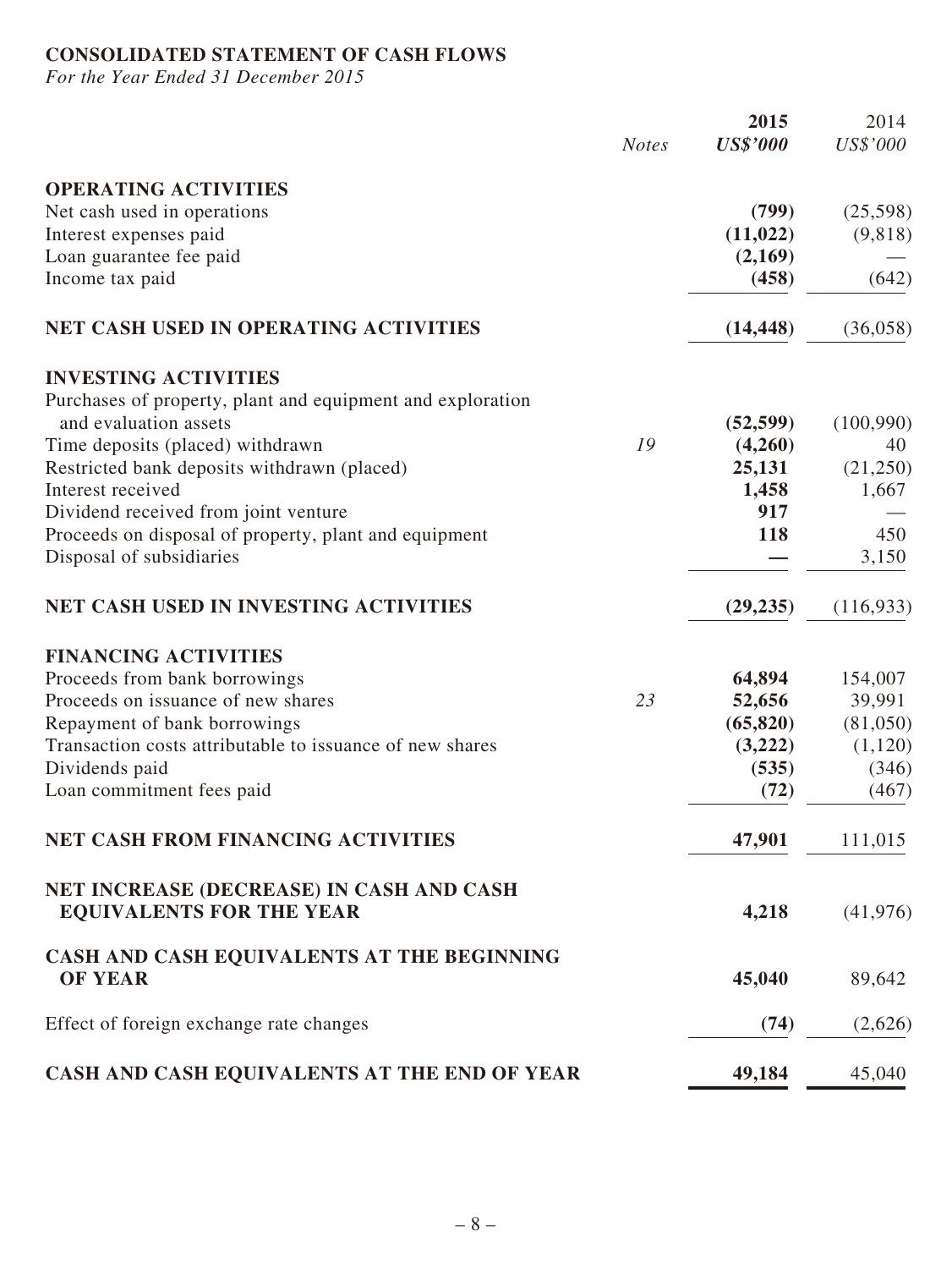# CONSOLIDATED STATEMENT OF CASH FLOWS

*For the Year Ended 31 December 2015*

| | *Notes* | **2015** *US\$'000* | 2014 *US\$'000* |
|---|---|---|---|
| **OPERATING ACTIVITIES** | | | |
| Net cash used in operations | | **(799)** | (25,598) |
| Interest expenses paid | | **(11,022)** | (9,818) |
| Loan guarantee fee paid | | **(2,169)** | — |
| Income tax paid | | **(458)** | (642) |
| **NET CASH USED IN OPERATING ACTIVITIES** | | **(14,448)** | (36,058) |
| **INVESTING ACTIVITIES** | | | |
| Purchases of property, plant and equipment and exploration and evaluation assets | | **(52,599)** | (100,990) |
| Time deposits (placed) withdrawn | 19 | **(4,260)** | 40 |
| Restricted bank deposits withdrawn (placed) | | **25,131** | (21,250) |
| Interest received | | **1,458** | 1,667 |
| Dividend received from joint venture | | **917** | — |
| Proceeds on disposal of property, plant and equipment | | **118** | 450 |
| Disposal of subsidiaries | | **—** | 3,150 |
| **NET CASH USED IN INVESTING ACTIVITIES** | | **(29,235)** | (116,933) |
| **FINANCING ACTIVITIES** | | | |
| Proceeds from bank borrowings | | **64,894** | 154,007 |
| Proceeds on issuance of new shares | 23 | **52,656** | 39,991 |
| Repayment of bank borrowings | | **(65,820)** | (81,050) |
| Transaction costs attributable to issuance of new shares | | **(3,222)** | (1,120) |
| Dividends paid | | **(535)** | (346) |
| Loan commitment fees paid | | **(72)** | (467) |
| **NET CASH FROM FINANCING ACTIVITIES** | | **47,901** | 111,015 |
| **NET INCREASE (DECREASE) IN CASH AND CASH EQUIVALENTS FOR THE YEAR** | | **4,218** | (41,976) |
| **CASH AND CASH EQUIVALENTS AT THE BEGINNING OF YEAR** | | **45,040** | 89,642 |
| Effect of foreign exchange rate changes | | **(74)** | (2,626) |
| **CASH AND CASH EQUIVALENTS AT THE END OF YEAR** | | **49,184** | 45,040 |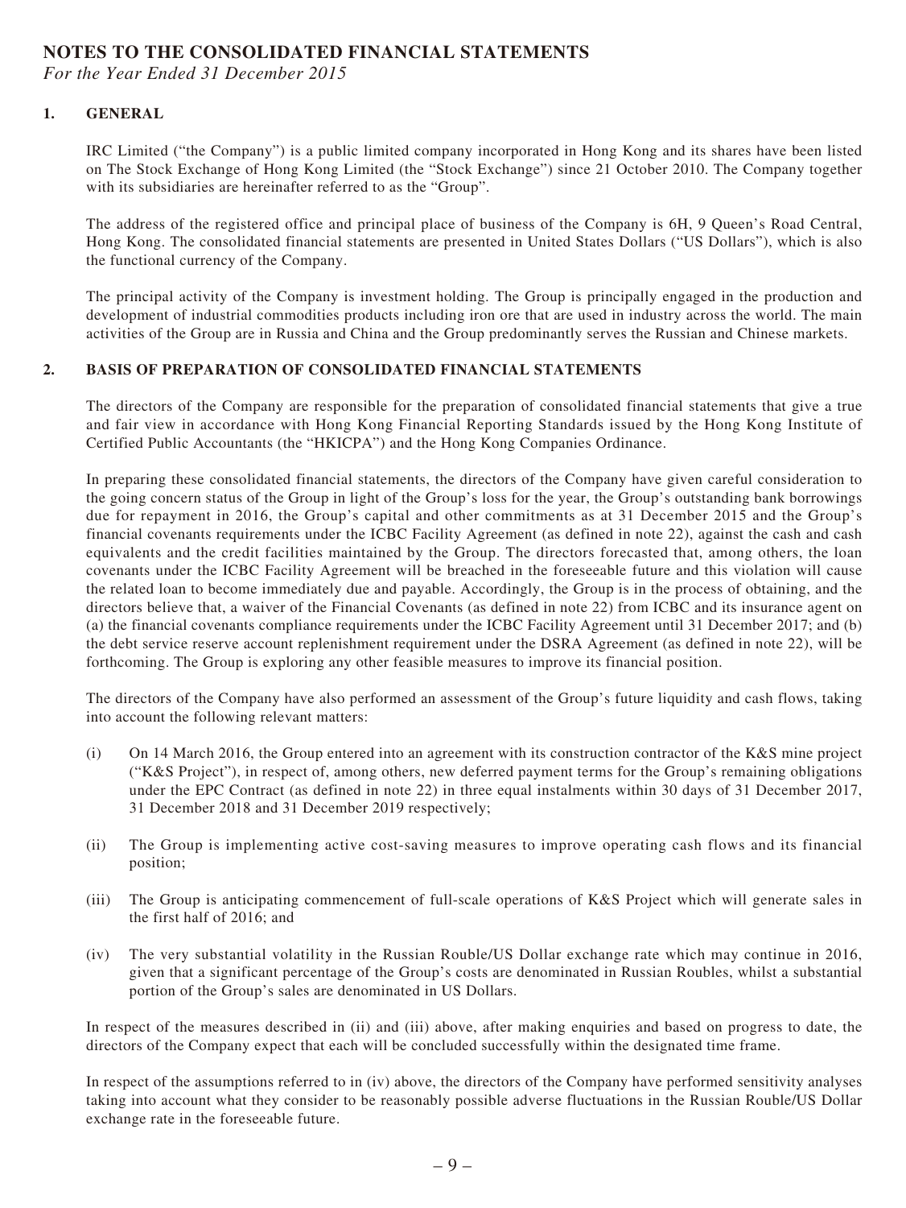# NOTES TO THE CONSOLIDATED FINANCIAL STATEMENTS

*For the Year Ended 31 December 2015*

## 1. GENERAL

IRC Limited ("the Company") is a public limited company incorporated in Hong Kong and its shares have been listed on The Stock Exchange of Hong Kong Limited (the "Stock Exchange") since 21 October 2010. The Company together with its subsidiaries are hereinafter referred to as the "Group".

The address of the registered office and principal place of business of the Company is 6H, 9 Queen's Road Central, Hong Kong. The consolidated financial statements are presented in United States Dollars ("US Dollars"), which is also the functional currency of the Company.

The principal activity of the Company is investment holding. The Group is principally engaged in the production and development of industrial commodities products including iron ore that are used in industry across the world. The main activities of the Group are in Russia and China and the Group predominantly serves the Russian and Chinese markets.

## 2. BASIS OF PREPARATION OF CONSOLIDATED FINANCIAL STATEMENTS

The directors of the Company are responsible for the preparation of consolidated financial statements that give a true and fair view in accordance with Hong Kong Financial Reporting Standards issued by the Hong Kong Institute of Certified Public Accountants (the "HKICPA") and the Hong Kong Companies Ordinance.

In preparing these consolidated financial statements, the directors of the Company have given careful consideration to the going concern status of the Group in light of the Group's loss for the year, the Group's outstanding bank borrowings due for repayment in 2016, the Group's capital and other commitments as at 31 December 2015 and the Group's financial covenants requirements under the ICBC Facility Agreement (as defined in note 22), against the cash and cash equivalents and the credit facilities maintained by the Group. The directors forecasted that, among others, the loan covenants under the ICBC Facility Agreement will be breached in the foreseeable future and this violation will cause the related loan to become immediately due and payable. Accordingly, the Group is in the process of obtaining, and the directors believe that, a waiver of the Financial Covenants (as defined in note 22) from ICBC and its insurance agent on (a) the financial covenants compliance requirements under the ICBC Facility Agreement until 31 December 2017; and (b) the debt service reserve account replenishment requirement under the DSRA Agreement (as defined in note 22), will be forthcoming. The Group is exploring any other feasible measures to improve its financial position.

The directors of the Company have also performed an assessment of the Group's future liquidity and cash flows, taking into account the following relevant matters:

(i) On 14 March 2016, the Group entered into an agreement with its construction contractor of the K&S mine project ("K&S Project"), in respect of, among others, new deferred payment terms for the Group's remaining obligations under the EPC Contract (as defined in note 22) in three equal instalments within 30 days of 31 December 2017, 31 December 2018 and 31 December 2019 respectively;

(ii) The Group is implementing active cost-saving measures to improve operating cash flows and its financial position;

(iii) The Group is anticipating commencement of full-scale operations of K&S Project which will generate sales in the first half of 2016; and

(iv) The very substantial volatility in the Russian Rouble/US Dollar exchange rate which may continue in 2016, given that a significant percentage of the Group's costs are denominated in Russian Roubles, whilst a substantial portion of the Group's sales are denominated in US Dollars.

In respect of the measures described in (ii) and (iii) above, after making enquiries and based on progress to date, the directors of the Company expect that each will be concluded successfully within the designated time frame.

In respect of the assumptions referred to in (iv) above, the directors of the Company have performed sensitivity analyses taking into account what they consider to be reasonably possible adverse fluctuations in the Russian Rouble/US Dollar exchange rate in the foreseeable future.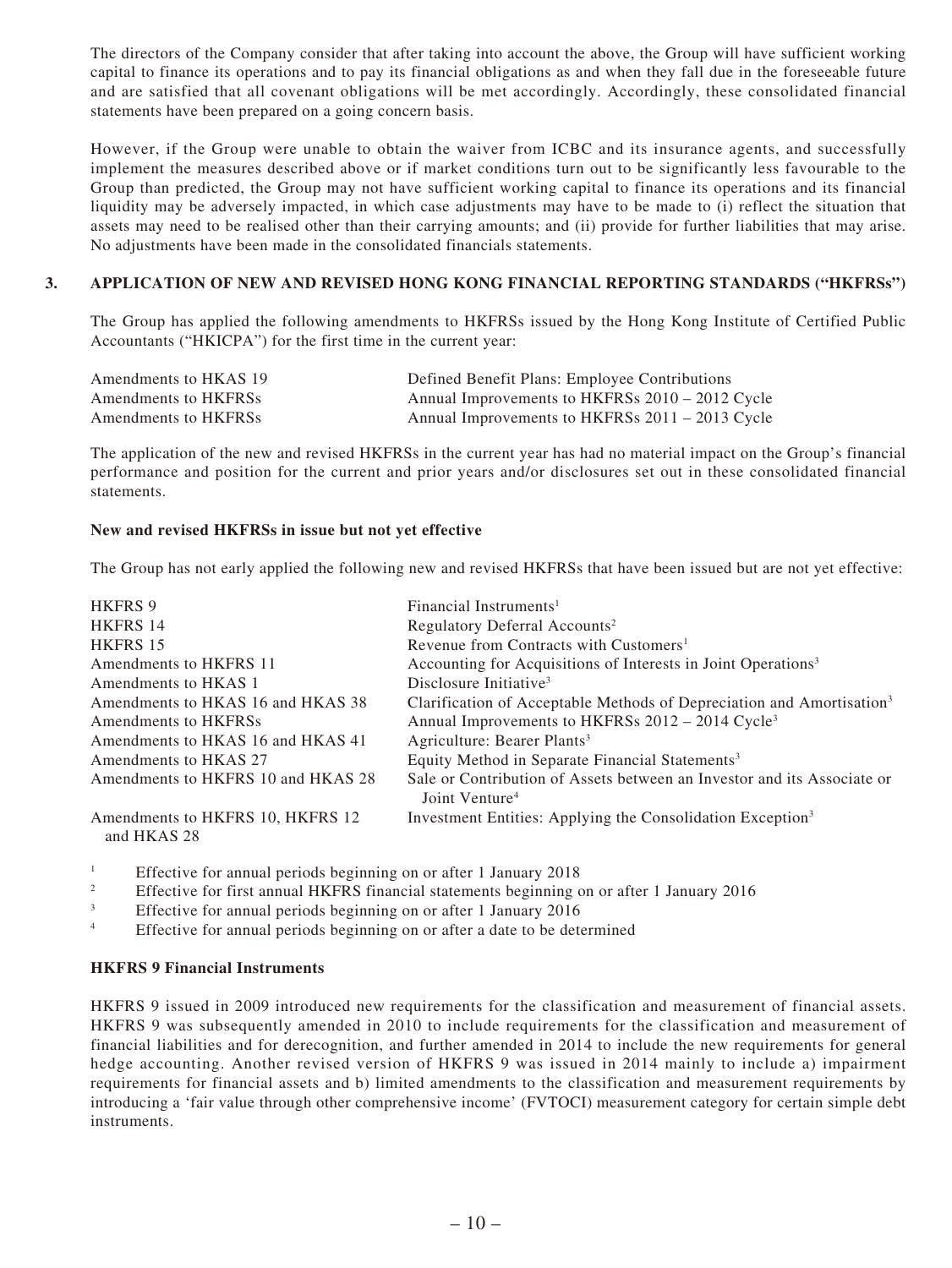The directors of the Company consider that after taking into account the above, the Group will have sufficient working capital to finance its operations and to pay its financial obligations as and when they fall due in the foreseeable future and are satisfied that all covenant obligations will be met accordingly. Accordingly, these consolidated financial statements have been prepared on a going concern basis.

However, if the Group were unable to obtain the waiver from ICBC and its insurance agents, and successfully implement the measures described above or if market conditions turn out to be significantly less favourable to the Group than predicted, the Group may not have sufficient working capital to finance its operations and its financial liquidity may be adversely impacted, in which case adjustments may have to be made to (i) reflect the situation that assets may need to be realised other than their carrying amounts; and (ii) provide for further liabilities that may arise. No adjustments have been made in the consolidated financials statements.

## 3. APPLICATION OF NEW AND REVISED HONG KONG FINANCIAL REPORTING STANDARDS ("HKFRSs")

The Group has applied the following amendments to HKFRSs issued by the Hong Kong Institute of Certified Public Accountants ("HKICPA") for the first time in the current year:

| | |
|---|---|
| Amendments to HKAS 19 | Defined Benefit Plans: Employee Contributions |
| Amendments to HKFRSs | Annual Improvements to HKFRSs 2010 – 2012 Cycle |
| Amendments to HKFRSs | Annual Improvements to HKFRSs 2011 – 2013 Cycle |

The application of the new and revised HKFRSs in the current year has had no material impact on the Group's financial performance and position for the current and prior years and/or disclosures set out in these consolidated financial statements.

**New and revised HKFRSs in issue but not yet effective**

The Group has not early applied the following new and revised HKFRSs that have been issued but are not yet effective:

| | |
|---|---|
| HKFRS 9 | Financial Instruments[1] |
| HKFRS 14 | Regulatory Deferral Accounts[2] |
| HKFRS 15 | Revenue from Contracts with Customers[1] |
| Amendments to HKFRS 11 | Accounting for Acquisitions of Interests in Joint Operations[3] |
| Amendments to HKAS 1 | Disclosure Initiative[3] |
| Amendments to HKAS 16 and HKAS 38 | Clarification of Acceptable Methods of Depreciation and Amortisation[3] |
| Amendments to HKFRSs | Annual Improvements to HKFRSs 2012 – 2014 Cycle[3] |
| Amendments to HKAS 16 and HKAS 41 | Agriculture: Bearer Plants[3] |
| Amendments to HKAS 27 | Equity Method in Separate Financial Statements[3] |
| Amendments to HKFRS 10 and HKAS 28 | Sale or Contribution of Assets between an Investor and its Associate or Joint Venture[4] |
| Amendments to HKFRS 10, HKFRS 12 and HKAS 28 | Investment Entities: Applying the Consolidation Exception[3] |

[1] Effective for annual periods beginning on or after 1 January 2018

[2] Effective for first annual HKFRS financial statements beginning on or after 1 January 2016

[3] Effective for annual periods beginning on or after 1 January 2016

[4] Effective for annual periods beginning on or after a date to be determined

**HKFRS 9 Financial Instruments**

HKFRS 9 issued in 2009 introduced new requirements for the classification and measurement of financial assets. HKFRS 9 was subsequently amended in 2010 to include requirements for the classification and measurement of financial liabilities and for derecognition, and further amended in 2014 to include the new requirements for general hedge accounting. Another revised version of HKFRS 9 was issued in 2014 mainly to include a) impairment requirements for financial assets and b) limited amendments to the classification and measurement requirements by introducing a 'fair value through other comprehensive income' (FVTOCI) measurement category for certain simple debt instruments.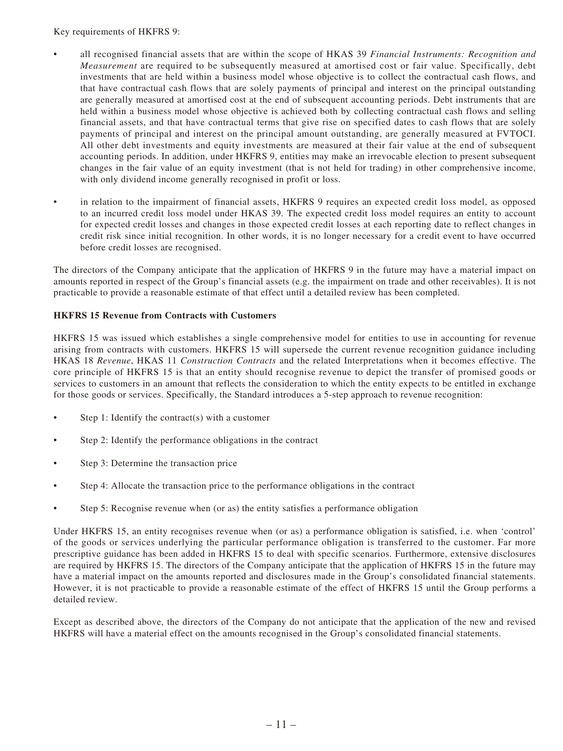Key requirements of HKFRS 9:

- all recognised financial assets that are within the scope of HKAS 39 *Financial Instruments: Recognition and Measurement* are required to be subsequently measured at amortised cost or fair value. Specifically, debt investments that are held within a business model whose objective is to collect the contractual cash flows, and that have contractual cash flows that are solely payments of principal and interest on the principal outstanding are generally measured at amortised cost at the end of subsequent accounting periods. Debt instruments that are held within a business model whose objective is achieved both by collecting contractual cash flows and selling financial assets, and that have contractual terms that give rise on specified dates to cash flows that are solely payments of principal and interest on the principal amount outstanding, are generally measured at FVTOCI. All other debt investments and equity investments are measured at their fair value at the end of subsequent accounting periods. In addition, under HKFRS 9, entities may make an irrevocable election to present subsequent changes in the fair value of an equity investment (that is not held for trading) in other comprehensive income, with only dividend income generally recognised in profit or loss.

- in relation to the impairment of financial assets, HKFRS 9 requires an expected credit loss model, as opposed to an incurred credit loss model under HKAS 39. The expected credit loss model requires an entity to account for expected credit losses and changes in those expected credit losses at each reporting date to reflect changes in credit risk since initial recognition. In other words, it is no longer necessary for a credit event to have occurred before credit losses are recognised.

The directors of the Company anticipate that the application of HKFRS 9 in the future may have a material impact on amounts reported in respect of the Group's financial assets (e.g. the impairment on trade and other receivables). It is not practicable to provide a reasonable estimate of that effect until a detailed review has been completed.

**HKFRS 15 Revenue from Contracts with Customers**

HKFRS 15 was issued which establishes a single comprehensive model for entities to use in accounting for revenue arising from contracts with customers. HKFRS 15 will supersede the current revenue recognition guidance including HKAS 18 *Revenue*, HKAS 11 *Construction Contracts* and the related Interpretations when it becomes effective. The core principle of HKFRS 15 is that an entity should recognise revenue to depict the transfer of promised goods or services to customers in an amount that reflects the consideration to which the entity expects to be entitled in exchange for those goods or services. Specifically, the Standard introduces a 5-step approach to revenue recognition:

- Step 1: Identify the contract(s) with a customer
- Step 2: Identify the performance obligations in the contract
- Step 3: Determine the transaction price
- Step 4: Allocate the transaction price to the performance obligations in the contract
- Step 5: Recognise revenue when (or as) the entity satisfies a performance obligation

Under HKFRS 15, an entity recognises revenue when (or as) a performance obligation is satisfied, i.e. when 'control' of the goods or services underlying the particular performance obligation is transferred to the customer. Far more prescriptive guidance has been added in HKFRS 15 to deal with specific scenarios. Furthermore, extensive disclosures are required by HKFRS 15. The directors of the Company anticipate that the application of HKFRS 15 in the future may have a material impact on the amounts reported and disclosures made in the Group's consolidated financial statements. However, it is not practicable to provide a reasonable estimate of the effect of HKFRS 15 until the Group performs a detailed review.

Except as described above, the directors of the Company do not anticipate that the application of the new and revised HKFRS will have a material effect on the amounts recognised in the Group's consolidated financial statements.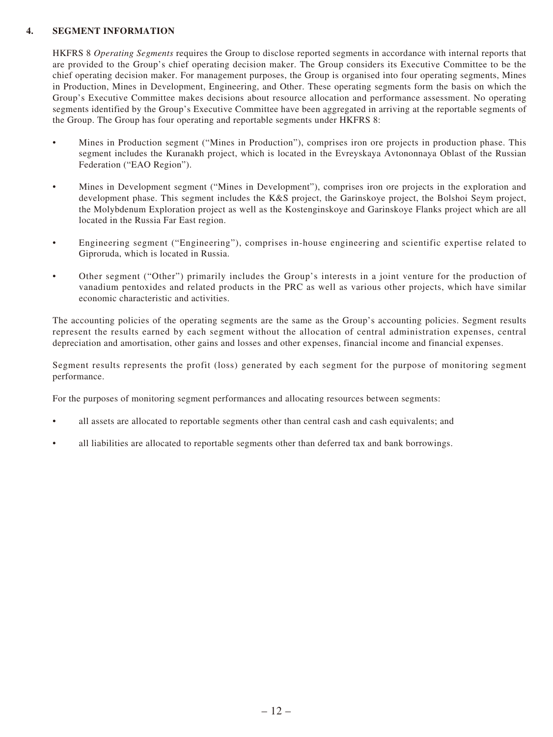## 4. SEGMENT INFORMATION

HKFRS 8 *Operating Segments* requires the Group to disclose reported segments in accordance with internal reports that are provided to the Group's chief operating decision maker. The Group considers its Executive Committee to be the chief operating decision maker. For management purposes, the Group is organised into four operating segments, Mines in Production, Mines in Development, Engineering, and Other. These operating segments form the basis on which the Group's Executive Committee makes decisions about resource allocation and performance assessment. No operating segments identified by the Group's Executive Committee have been aggregated in arriving at the reportable segments of the Group. The Group has four operating and reportable segments under HKFRS 8:

- Mines in Production segment ("Mines in Production"), comprises iron ore projects in production phase. This segment includes the Kuranakh project, which is located in the Evreyskaya Avtononnaya Oblast of the Russian Federation ("EAO Region").
- Mines in Development segment ("Mines in Development"), comprises iron ore projects in the exploration and development phase. This segment includes the K&S project, the Garinskoye project, the Bolshoi Seym project, the Molybdenum Exploration project as well as the Kostenginskoye and Garinskoye Flanks project which are all located in the Russia Far East region.
- Engineering segment ("Engineering"), comprises in-house engineering and scientific expertise related to Giproruda, which is located in Russia.
- Other segment ("Other") primarily includes the Group's interests in a joint venture for the production of vanadium pentoxides and related products in the PRC as well as various other projects, which have similar economic characteristic and activities.

The accounting policies of the operating segments are the same as the Group's accounting policies. Segment results represent the results earned by each segment without the allocation of central administration expenses, central depreciation and amortisation, other gains and losses and other expenses, financial income and financial expenses.

Segment results represents the profit (loss) generated by each segment for the purpose of monitoring segment performance.

For the purposes of monitoring segment performances and allocating resources between segments:

- all assets are allocated to reportable segments other than central cash and cash equivalents; and
- all liabilities are allocated to reportable segments other than deferred tax and bank borrowings.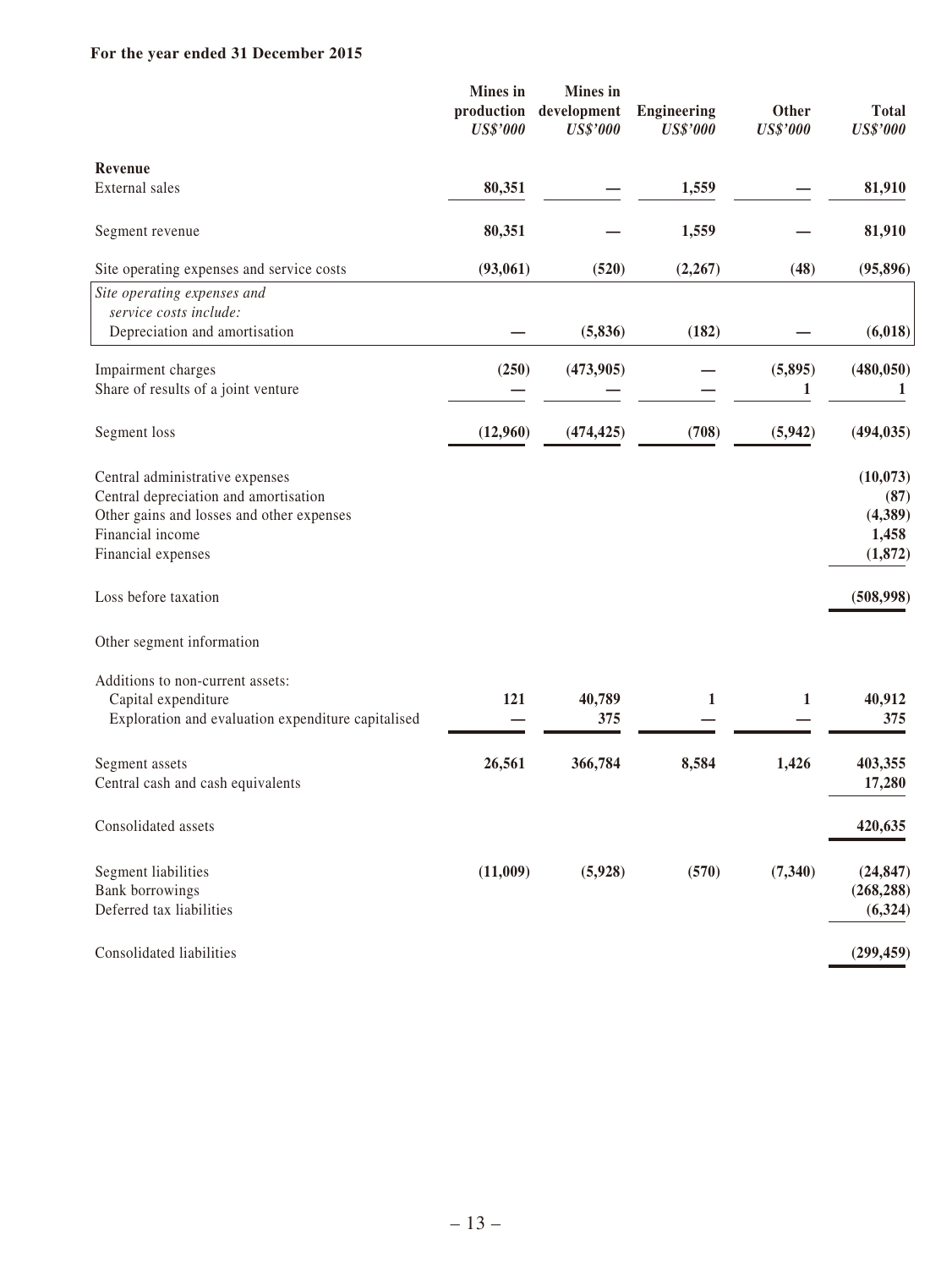**For the year ended 31 December 2015**

| | Mines in production *US$'000* | Mines in development *US$'000* | Engineering *US$'000* | Other *US$'000* | Total *US$'000* |
|---|---|---|---|---|---|
| **Revenue** | | | | | |
| External sales | **80,351** | **—** | **1,559** | **—** | **81,910** |
| Segment revenue | **80,351** | **—** | **1,559** | **—** | **81,910** |
| Site operating expenses and service costs | **(93,061)** | **(520)** | **(2,267)** | **(48)** | **(95,896)** |
| *Site operating expenses and service costs include:* | | | | | |
| Depreciation and amortisation | **—** | **(5,836)** | **(182)** | **—** | **(6,018)** |
| Impairment charges | **(250)** | **(473,905)** | **—** | **(5,895)** | **(480,050)** |
| Share of results of a joint venture | **—** | **—** | **—** | **1** | **1** |
| Segment loss | **(12,960)** | **(474,425)** | **(708)** | **(5,942)** | **(494,035)** |
| Central administrative expenses | | | | | **(10,073)** |
| Central depreciation and amortisation | | | | | **(87)** |
| Other gains and losses and other expenses | | | | | **(4,389)** |
| Financial income | | | | | **1,458** |
| Financial expenses | | | | | **(1,872)** |
| Loss before taxation | | | | | **(508,998)** |
| Other segment information | | | | | |
| Additions to non-current assets: | | | | | |
| Capital expenditure | **121** | **40,789** | **1** | **1** | **40,912** |
| Exploration and evaluation expenditure capitalised | **—** | **375** | **—** | **—** | **375** |
| Segment assets | **26,561** | **366,784** | **8,584** | **1,426** | **403,355** |
| Central cash and cash equivalents | | | | | **17,280** |
| Consolidated assets | | | | | **420,635** |
| Segment liabilities | **(11,009)** | **(5,928)** | **(570)** | **(7,340)** | **(24,847)** |
| Bank borrowings | | | | | **(268,288)** |
| Deferred tax liabilities | | | | | **(6,324)** |
| Consolidated liabilities | | | | | **(299,459)** |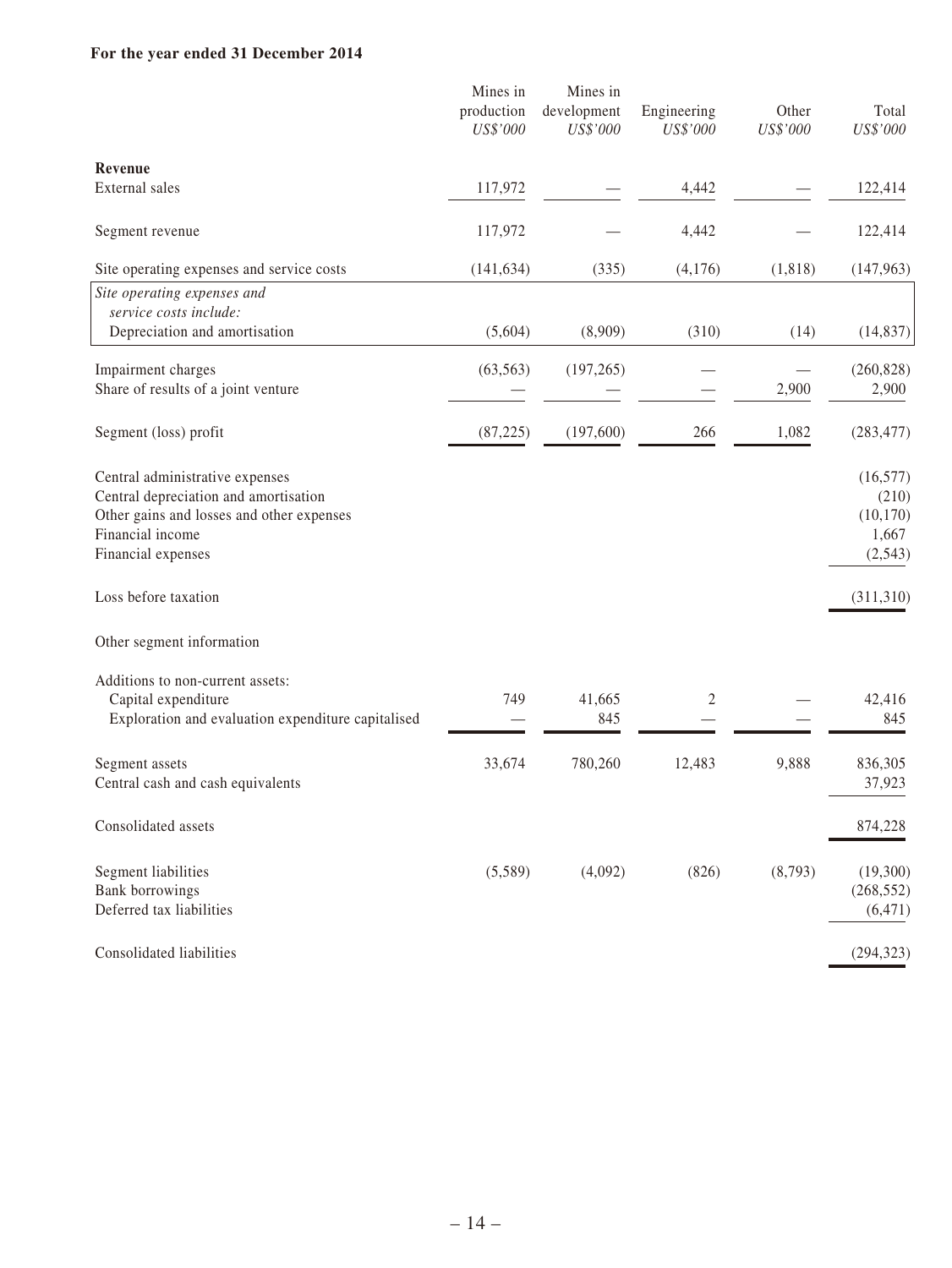**For the year ended 31 December 2014**

| | Mines in production *US$'000* | Mines in development *US$'000* | Engineering *US$'000* | Other *US$'000* | Total *US$'000* |
|---|---|---|---|---|---|
| **Revenue** | | | | | |
| External sales | 117,972 | — | 4,442 | — | 122,414 |
| Segment revenue | 117,972 | — | 4,442 | — | 122,414 |
| Site operating expenses and service costs | (141,634) | (335) | (4,176) | (1,818) | (147,963) |
| *Site operating expenses and service costs include:* | | | | | |
| Depreciation and amortisation | (5,604) | (8,909) | (310) | (14) | (14,837) |
| Impairment charges | (63,563) | (197,265) | — | — | (260,828) |
| Share of results of a joint venture | — | — | — | 2,900 | 2,900 |
| Segment (loss) profit | (87,225) | (197,600) | 266 | 1,082 | (283,477) |
| Central administrative expenses | | | | | (16,577) |
| Central depreciation and amortisation | | | | | (210) |
| Other gains and losses and other expenses | | | | | (10,170) |
| Financial income | | | | | 1,667 |
| Financial expenses | | | | | (2,543) |
| Loss before taxation | | | | | (311,310) |
| Other segment information | | | | | |
| Additions to non-current assets: | | | | | |
| Capital expenditure | 749 | 41,665 | 2 | — | 42,416 |
| Exploration and evaluation expenditure capitalised | — | 845 | — | — | 845 |
| Segment assets | 33,674 | 780,260 | 12,483 | 9,888 | 836,305 |
| Central cash and cash equivalents | | | | | 37,923 |
| Consolidated assets | | | | | 874,228 |
| Segment liabilities | (5,589) | (4,092) | (826) | (8,793) | (19,300) |
| Bank borrowings | | | | | (268,552) |
| Deferred tax liabilities | | | | | (6,471) |
| Consolidated liabilities | | | | | (294,323) |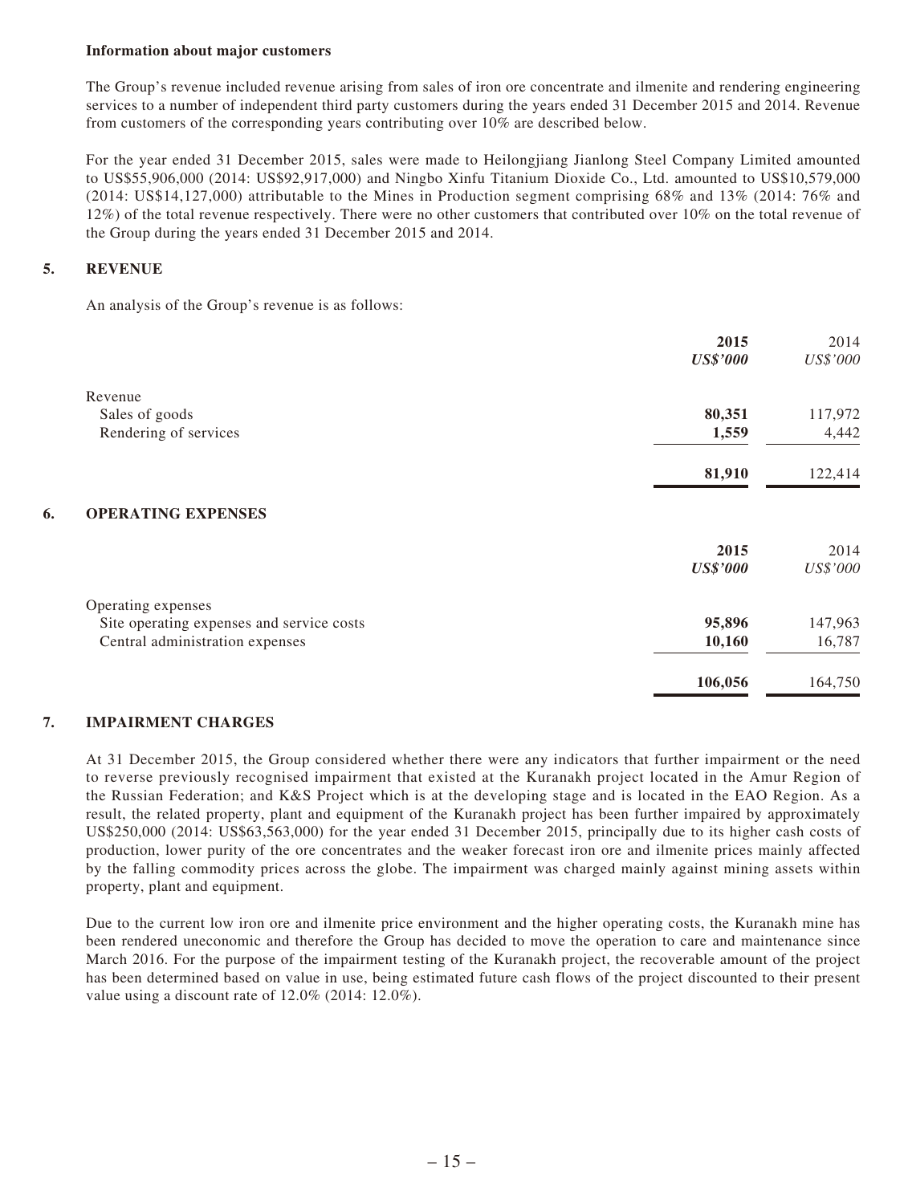**Information about major customers**

The Group's revenue included revenue arising from sales of iron ore concentrate and ilmenite and rendering engineering services to a number of independent third party customers during the years ended 31 December 2015 and 2014. Revenue from customers of the corresponding years contributing over 10% are described below.

For the year ended 31 December 2015, sales were made to Heilongjiang Jianlong Steel Company Limited amounted to US$55,906,000 (2014: US$92,917,000) and Ningbo Xinfu Titanium Dioxide Co., Ltd. amounted to US$10,579,000 (2014: US$14,127,000) attributable to the Mines in Production segment comprising 68% and 13% (2014: 76% and 12%) of the total revenue respectively. There were no other customers that contributed over 10% on the total revenue of the Group during the years ended 31 December 2015 and 2014.

## 5. REVENUE

An analysis of the Group's revenue is as follows:

| | **2015** | 2014 |
|---|---|---|
| | ***US$'000*** | *US$'000* |
| Revenue | | |
| Sales of goods | **80,351** | 117,972 |
| Rendering of services | **1,559** | 4,442 |
| | **81,910** | 122,414 |

## 6. OPERATING EXPENSES

| | **2015** | 2014 |
|---|---|---|
| | ***US$'000*** | *US$'000* |
| Operating expenses | | |
| Site operating expenses and service costs | **95,896** | 147,963 |
| Central administration expenses | **10,160** | 16,787 |
| | **106,056** | 164,750 |

## 7. IMPAIRMENT CHARGES

At 31 December 2015, the Group considered whether there were any indicators that further impairment or the need to reverse previously recognised impairment that existed at the Kuranakh project located in the Amur Region of the Russian Federation; and K&S Project which is at the developing stage and is located in the EAO Region. As a result, the related property, plant and equipment of the Kuranakh project has been further impaired by approximately US$250,000 (2014: US$63,563,000) for the year ended 31 December 2015, principally due to its higher cash costs of production, lower purity of the ore concentrates and the weaker forecast iron ore and ilmenite prices mainly affected by the falling commodity prices across the globe. The impairment was charged mainly against mining assets within property, plant and equipment.

Due to the current low iron ore and ilmenite price environment and the higher operating costs, the Kuranakh mine has been rendered uneconomic and therefore the Group has decided to move the operation to care and maintenance since March 2016. For the purpose of the impairment testing of the Kuranakh project, the recoverable amount of the project has been determined based on value in use, being estimated future cash flows of the project discounted to their present value using a discount rate of 12.0% (2014: 12.0%).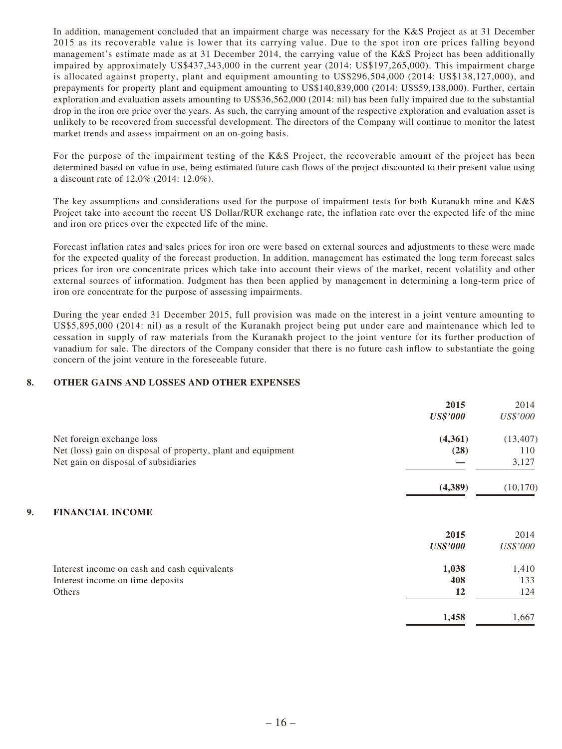In addition, management concluded that an impairment charge was necessary for the K&S Project as at 31 December 2015 as its recoverable value is lower that its carrying value. Due to the spot iron ore prices falling beyond management's estimate made as at 31 December 2014, the carrying value of the K&S Project has been additionally impaired by approximately US$437,343,000 in the current year (2014: US$197,265,000). This impairment charge is allocated against property, plant and equipment amounting to US$296,504,000 (2014: US$138,127,000), and prepayments for property plant and equipment amounting to US$140,839,000 (2014: US$59,138,000). Further, certain exploration and evaluation assets amounting to US$36,562,000 (2014: nil) has been fully impaired due to the substantial drop in the iron ore price over the years. As such, the carrying amount of the respective exploration and evaluation asset is unlikely to be recovered from successful development. The directors of the Company will continue to monitor the latest market trends and assess impairment on an on-going basis.

For the purpose of the impairment testing of the K&S Project, the recoverable amount of the project has been determined based on value in use, being estimated future cash flows of the project discounted to their present value using a discount rate of 12.0% (2014: 12.0%).

The key assumptions and considerations used for the purpose of impairment tests for both Kuranakh mine and K&S Project take into account the recent US Dollar/RUR exchange rate, the inflation rate over the expected life of the mine and iron ore prices over the expected life of the mine.

Forecast inflation rates and sales prices for iron ore were based on external sources and adjustments to these were made for the expected quality of the forecast production. In addition, management has estimated the long term forecast sales prices for iron ore concentrate prices which take into account their views of the market, recent volatility and other external sources of information. Judgment has then been applied by management in determining a long-term price of iron ore concentrate for the purpose of assessing impairments.

During the year ended 31 December 2015, full provision was made on the interest in a joint venture amounting to US$5,895,000 (2014: nil) as a result of the Kuranakh project being put under care and maintenance which led to cessation in supply of raw materials from the Kuranakh project to the joint venture for its further production of vanadium for sale. The directors of the Company consider that there is no future cash inflow to substantiate the going concern of the joint venture in the foreseeable future.

## 8. OTHER GAINS AND LOSSES AND OTHER EXPENSES

| | **2015** | 2014 |
|---|---|---|
| | ***US$'000*** | *US$'000* |
| Net foreign exchange loss | **(4,361)** | (13,407) |
| Net (loss) gain on disposal of property, plant and equipment | **(28)** | 110 |
| Net gain on disposal of subsidiaries | **—** | 3,127 |
| | **(4,389)** | (10,170) |

## 9. FINANCIAL INCOME

| | **2015** | 2014 |
|---|---|---|
| | ***US$'000*** | *US$'000* |
| Interest income on cash and cash equivalents | **1,038** | 1,410 |
| Interest income on time deposits | **408** | 133 |
| Others | **12** | 124 |
| | **1,458** | 1,667 |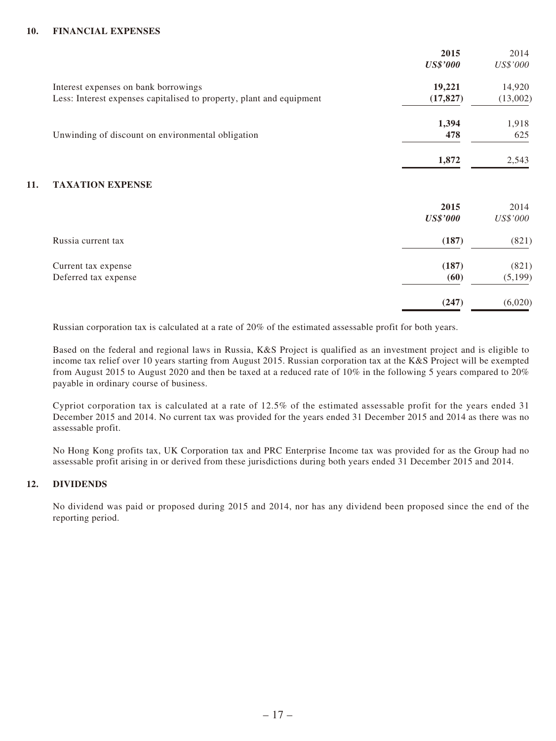## 10. FINANCIAL EXPENSES

| | 2015 | 2014 |
|---|---|---|
| | ***US$'000*** | *US$'000* |
| Interest expenses on bank borrowings | **19,221** | 14,920 |
| Less: Interest expenses capitalised to property, plant and equipment | **(17,827)** | (13,002) |
| | **1,394** | 1,918 |
| Unwinding of discount on environmental obligation | **478** | 625 |
| | **1,872** | 2,543 |

## 11. TAXATION EXPENSE

| | 2015 | 2014 |
|---|---|---|
| | ***US$'000*** | *US$'000* |
| Russia current tax | **(187)** | (821) |
| Current tax expense | **(187)** | (821) |
| Deferred tax expense | **(60)** | (5,199) |
| | **(247)** | (6,020) |

Russian corporation tax is calculated at a rate of 20% of the estimated assessable profit for both years.

Based on the federal and regional laws in Russia, K&S Project is qualified as an investment project and is eligible to income tax relief over 10 years starting from August 2015. Russian corporation tax at the K&S Project will be exempted from August 2015 to August 2020 and then be taxed at a reduced rate of 10% in the following 5 years compared to 20% payable in ordinary course of business.

Cypriot corporation tax is calculated at a rate of 12.5% of the estimated assessable profit for the years ended 31 December 2015 and 2014. No current tax was provided for the years ended 31 December 2015 and 2014 as there was no assessable profit.

No Hong Kong profits tax, UK Corporation tax and PRC Enterprise Income tax was provided for as the Group had no assessable profit arising in or derived from these jurisdictions during both years ended 31 December 2015 and 2014.

## 12. DIVIDENDS

No dividend was paid or proposed during 2015 and 2014, nor has any dividend been proposed since the end of the reporting period.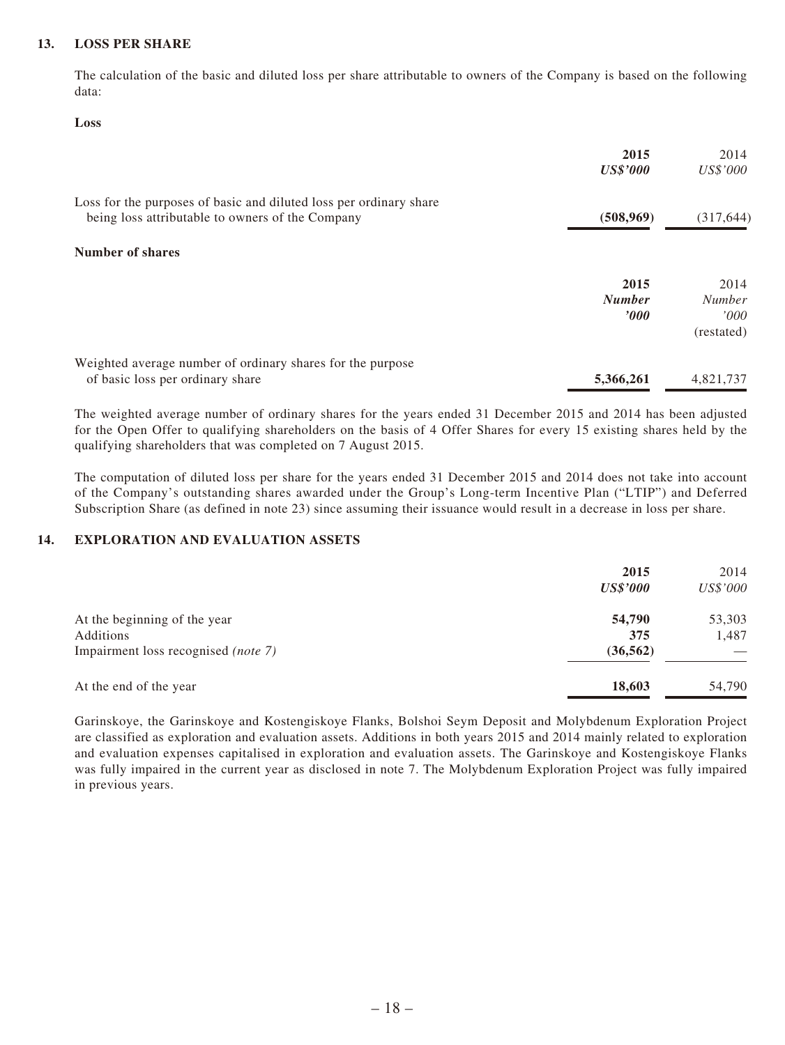## 13. LOSS PER SHARE

The calculation of the basic and diluted loss per share attributable to owners of the Company is based on the following data:

**Loss**

| | 2015 | 2014 |
|---|---|---|
| | ***US$'000*** | *US$'000* |
| Loss for the purposes of basic and diluted loss per ordinary share being loss attributable to owners of the Company | **(508,969)** | (317,644) |

**Number of shares**

| | 2015 | 2014 |
|---|---|---|
| | ***Number*** | *Number* |
| | ***'000*** | *'000* |
| | | (restated) |
| Weighted average number of ordinary shares for the purpose of basic loss per ordinary share | **5,366,261** | 4,821,737 |

The weighted average number of ordinary shares for the years ended 31 December 2015 and 2014 has been adjusted for the Open Offer to qualifying shareholders on the basis of 4 Offer Shares for every 15 existing shares held by the qualifying shareholders that was completed on 7 August 2015.

The computation of diluted loss per share for the years ended 31 December 2015 and 2014 does not take into account of the Company's outstanding shares awarded under the Group's Long-term Incentive Plan ("LTIP") and Deferred Subscription Share (as defined in note 23) since assuming their issuance would result in a decrease in loss per share.

## 14. EXPLORATION AND EVALUATION ASSETS

| | 2015 | 2014 |
|---|---|---|
| | ***US$'000*** | *US$'000* |
| At the beginning of the year | **54,790** | 53,303 |
| Additions | **375** | 1,487 |
| Impairment loss recognised *(note 7)* | **(36,562)** | — |
| At the end of the year | **18,603** | 54,790 |

Garinskoye, the Garinskoye and Kostengiskoye Flanks, Bolshoi Seym Deposit and Molybdenum Exploration Project are classified as exploration and evaluation assets. Additions in both years 2015 and 2014 mainly related to exploration and evaluation expenses capitalised in exploration and evaluation assets. The Garinskoye and Kostengiskoye Flanks was fully impaired in the current year as disclosed in note 7. The Molybdenum Exploration Project was fully impaired in previous years.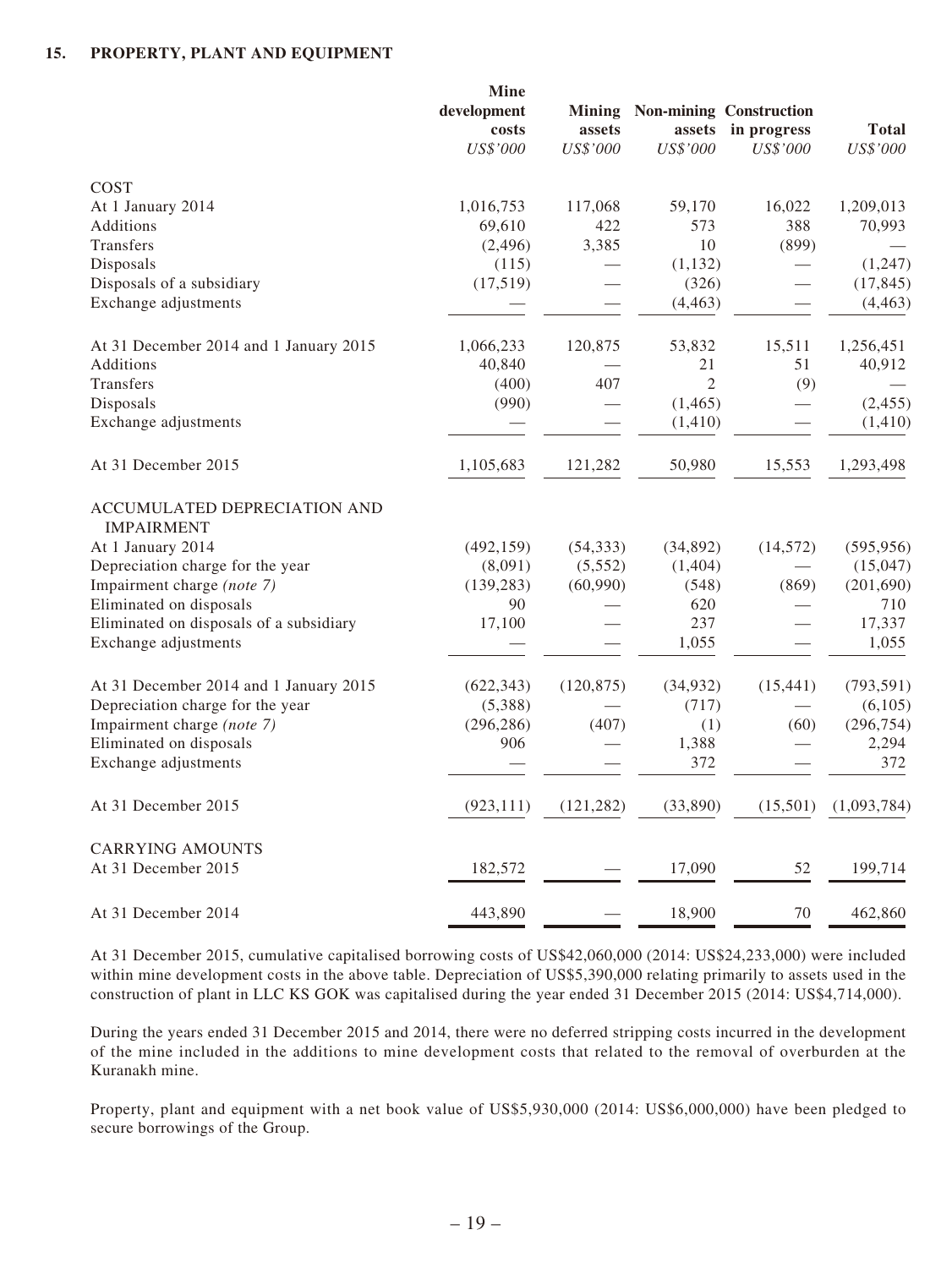### 15. PROPERTY, PLANT AND EQUIPMENT

| | Mine development costs | Mining assets | Non-mining assets | Construction in progress | Total |
|---|---|---|---|---|---|
| | *US$'000* | *US$'000* | *US$'000* | *US$'000* | *US$'000* |
| COST | | | | | |
| At 1 January 2014 | 1,016,753 | 117,068 | 59,170 | 16,022 | 1,209,013 |
| Additions | 69,610 | 422 | 573 | 388 | 70,993 |
| Transfers | (2,496) | 3,385 | 10 | (899) | — |
| Disposals | (115) | — | (1,132) | — | (1,247) |
| Disposals of a subsidiary | (17,519) | — | (326) | — | (17,845) |
| Exchange adjustments | — | — | (4,463) | — | (4,463) |
| At 31 December 2014 and 1 January 2015 | 1,066,233 | 120,875 | 53,832 | 15,511 | 1,256,451 |
| Additions | 40,840 | — | 21 | 51 | 40,912 |
| Transfers | (400) | 407 | 2 | (9) | — |
| Disposals | (990) | — | (1,465) | — | (2,455) |
| Exchange adjustments | — | — | (1,410) | — | (1,410) |
| At 31 December 2015 | 1,105,683 | 121,282 | 50,980 | 15,553 | 1,293,498 |
| ACCUMULATED DEPRECIATION AND IMPAIRMENT | | | | | |
| At 1 January 2014 | (492,159) | (54,333) | (34,892) | (14,572) | (595,956) |
| Depreciation charge for the year | (8,091) | (5,552) | (1,404) | — | (15,047) |
| Impairment charge *(note 7)* | (139,283) | (60,990) | (548) | (869) | (201,690) |
| Eliminated on disposals | 90 | — | 620 | — | 710 |
| Eliminated on disposals of a subsidiary | 17,100 | — | 237 | — | 17,337 |
| Exchange adjustments | — | — | 1,055 | — | 1,055 |
| At 31 December 2014 and 1 January 2015 | (622,343) | (120,875) | (34,932) | (15,441) | (793,591) |
| Depreciation charge for the year | (5,388) | — | (717) | — | (6,105) |
| Impairment charge *(note 7)* | (296,286) | (407) | (1) | (60) | (296,754) |
| Eliminated on disposals | 906 | — | 1,388 | — | 2,294 |
| Exchange adjustments | — | — | 372 | — | 372 |
| At 31 December 2015 | (923,111) | (121,282) | (33,890) | (15,501) | (1,093,784) |
| CARRYING AMOUNTS | | | | | |
| At 31 December 2015 | 182,572 | — | 17,090 | 52 | 199,714 |
| At 31 December 2014 | 443,890 | — | 18,900 | 70 | 462,860 |

At 31 December 2015, cumulative capitalised borrowing costs of US$42,060,000 (2014: US$24,233,000) were included within mine development costs in the above table. Depreciation of US$5,390,000 relating primarily to assets used in the construction of plant in LLC KS GOK was capitalised during the year ended 31 December 2015 (2014: US$4,714,000).

During the years ended 31 December 2015 and 2014, there were no deferred stripping costs incurred in the development of the mine included in the additions to mine development costs that related to the removal of overburden at the Kuranakh mine.

Property, plant and equipment with a net book value of US$5,930,000 (2014: US$6,000,000) have been pledged to secure borrowings of the Group.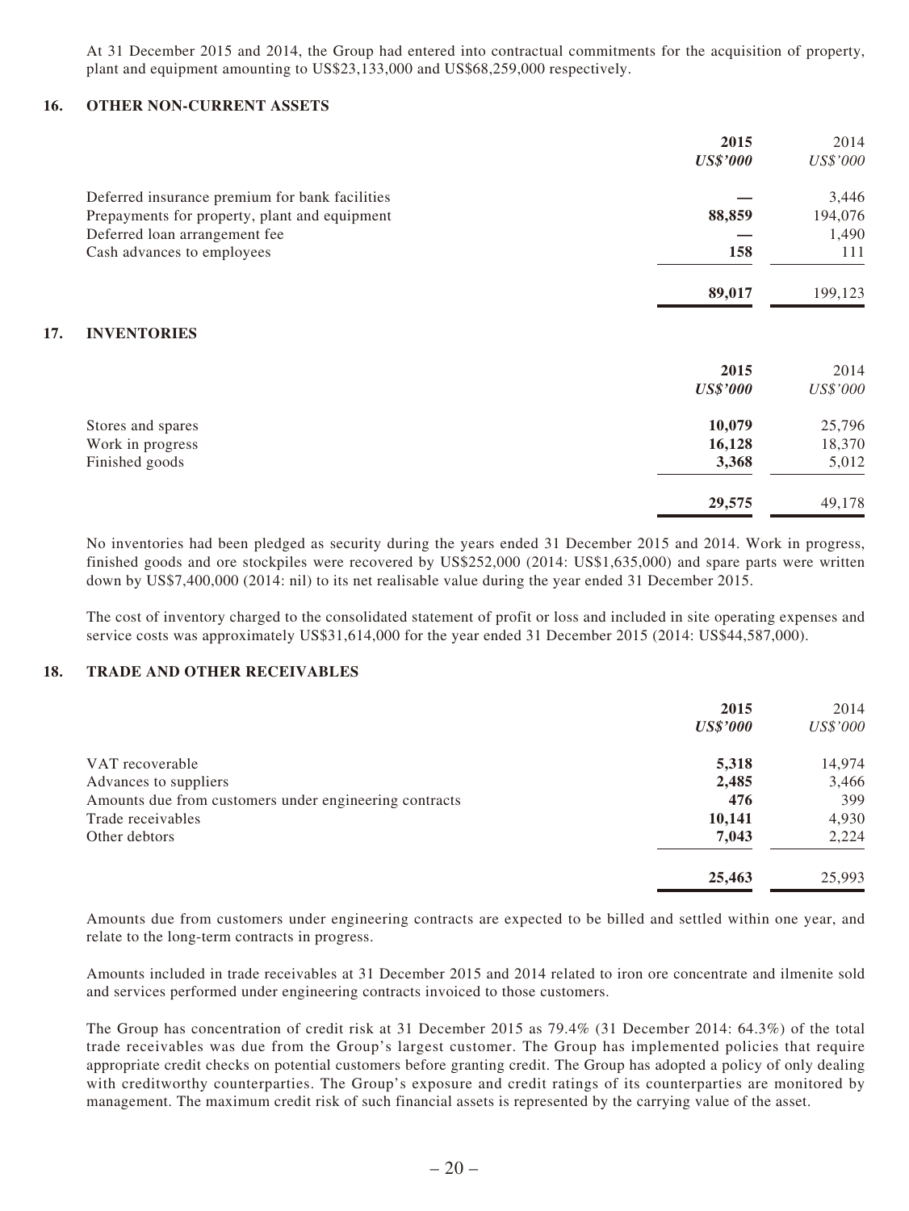At 31 December 2015 and 2014, the Group had entered into contractual commitments for the acquisition of property, plant and equipment amounting to US$23,133,000 and US$68,259,000 respectively.

## 16. OTHER NON-CURRENT ASSETS

| | **2015** | 2014 |
|---|---|---|
| | ***US$'000*** | *US$'000* |
| Deferred insurance premium for bank facilities | **—** | 3,446 |
| Prepayments for property, plant and equipment | **88,859** | 194,076 |
| Deferred loan arrangement fee | **—** | 1,490 |
| Cash advances to employees | **158** | 111 |
| | **89,017** | 199,123 |

## 17. INVENTORIES

| | **2015** | 2014 |
|---|---|---|
| | ***US$'000*** | *US$'000* |
| Stores and spares | **10,079** | 25,796 |
| Work in progress | **16,128** | 18,370 |
| Finished goods | **3,368** | 5,012 |
| | **29,575** | 49,178 |

No inventories had been pledged as security during the years ended 31 December 2015 and 2014. Work in progress, finished goods and ore stockpiles were recovered by US$252,000 (2014: US$1,635,000) and spare parts were written down by US$7,400,000 (2014: nil) to its net realisable value during the year ended 31 December 2015.

The cost of inventory charged to the consolidated statement of profit or loss and included in site operating expenses and service costs was approximately US$31,614,000 for the year ended 31 December 2015 (2014: US$44,587,000).

## 18. TRADE AND OTHER RECEIVABLES

| | **2015** | 2014 |
|---|---|---|
| | ***US$'000*** | *US$'000* |
| VAT recoverable | **5,318** | 14,974 |
| Advances to suppliers | **2,485** | 3,466 |
| Amounts due from customers under engineering contracts | **476** | 399 |
| Trade receivables | **10,141** | 4,930 |
| Other debtors | **7,043** | 2,224 |
| | **25,463** | 25,993 |

Amounts due from customers under engineering contracts are expected to be billed and settled within one year, and relate to the long-term contracts in progress.

Amounts included in trade receivables at 31 December 2015 and 2014 related to iron ore concentrate and ilmenite sold and services performed under engineering contracts invoiced to those customers.

The Group has concentration of credit risk at 31 December 2015 as 79.4% (31 December 2014: 64.3%) of the total trade receivables was due from the Group's largest customer. The Group has implemented policies that require appropriate credit checks on potential customers before granting credit. The Group has adopted a policy of only dealing with creditworthy counterparties. The Group's exposure and credit ratings of its counterparties are monitored by management. The maximum credit risk of such financial assets is represented by the carrying value of the asset.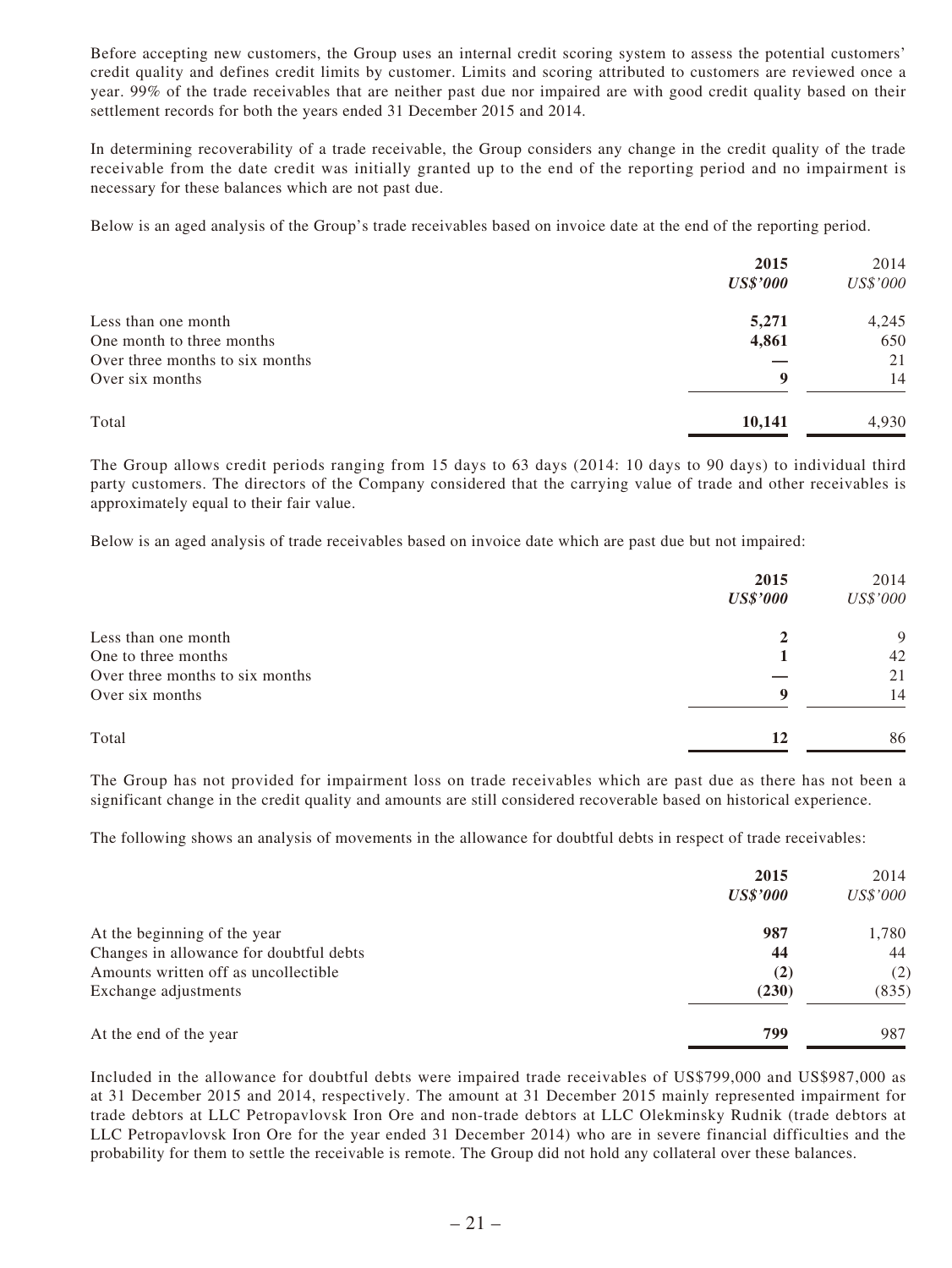Before accepting new customers, the Group uses an internal credit scoring system to assess the potential customers' credit quality and defines credit limits by customer. Limits and scoring attributed to customers are reviewed once a year. 99% of the trade receivables that are neither past due nor impaired are with good credit quality based on their settlement records for both the years ended 31 December 2015 and 2014.

In determining recoverability of a trade receivable, the Group considers any change in the credit quality of the trade receivable from the date credit was initially granted up to the end of the reporting period and no impairment is necessary for these balances which are not past due.

Below is an aged analysis of the Group's trade receivables based on invoice date at the end of the reporting period.

| | **2015** | 2014 |
|---|---|---|
| | ***US$'000*** | *US$'000* |
| Less than one month | **5,271** | 4,245 |
| One month to three months | **4,861** | 650 |
| Over three months to six months | **—** | 21 |
| Over six months | **9** | 14 |
| Total | **10,141** | 4,930 |

The Group allows credit periods ranging from 15 days to 63 days (2014: 10 days to 90 days) to individual third party customers. The directors of the Company considered that the carrying value of trade and other receivables is approximately equal to their fair value.

Below is an aged analysis of trade receivables based on invoice date which are past due but not impaired:

| | **2015** | 2014 |
|---|---|---|
| | ***US$'000*** | *US$'000* |
| Less than one month | **2** | 9 |
| One to three months | **1** | 42 |
| Over three months to six months | **—** | 21 |
| Over six months | **9** | 14 |
| Total | **12** | 86 |

The Group has not provided for impairment loss on trade receivables which are past due as there has not been a significant change in the credit quality and amounts are still considered recoverable based on historical experience.

The following shows an analysis of movements in the allowance for doubtful debts in respect of trade receivables:

| | **2015** | 2014 |
|---|---|---|
| | ***US$'000*** | *US$'000* |
| At the beginning of the year | **987** | 1,780 |
| Changes in allowance for doubtful debts | **44** | 44 |
| Amounts written off as uncollectible | **(2)** | (2) |
| Exchange adjustments | **(230)** | (835) |
| At the end of the year | **799** | 987 |

Included in the allowance for doubtful debts were impaired trade receivables of US$799,000 and US$987,000 as at 31 December 2015 and 2014, respectively. The amount at 31 December 2015 mainly represented impairment for trade debtors at LLC Petropavlovsk Iron Ore and non-trade debtors at LLC Olekminsky Rudnik (trade debtors at LLC Petropavlovsk Iron Ore for the year ended 31 December 2014) who are in severe financial difficulties and the probability for them to settle the receivable is remote. The Group did not hold any collateral over these balances.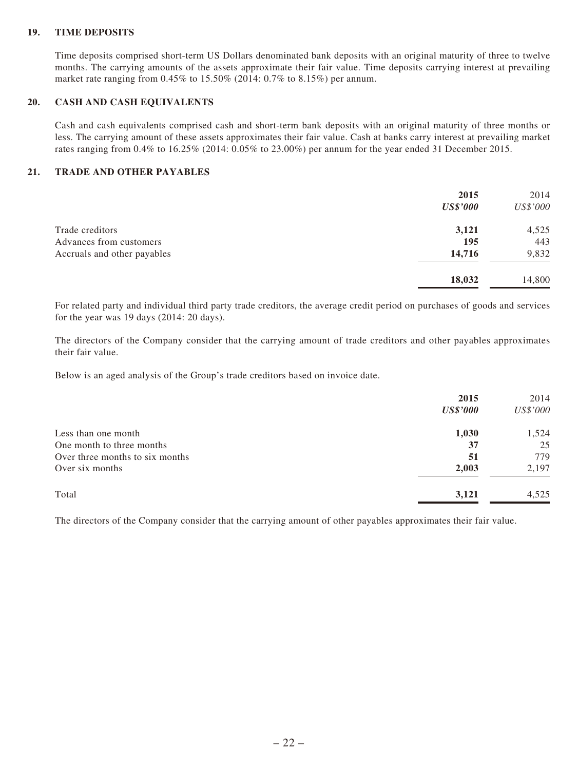## 19. TIME DEPOSITS

Time deposits comprised short-term US Dollars denominated bank deposits with an original maturity of three to twelve months. The carrying amounts of the assets approximate their fair value. Time deposits carrying interest at prevailing market rate ranging from 0.45% to 15.50% (2014: 0.7% to 8.15%) per annum.

## 20. CASH AND CASH EQUIVALENTS

Cash and cash equivalents comprised cash and short-term bank deposits with an original maturity of three months or less. The carrying amount of these assets approximates their fair value. Cash at banks carry interest at prevailing market rates ranging from 0.4% to 16.25% (2014: 0.05% to 23.00%) per annum for the year ended 31 December 2015.

## 21. TRADE AND OTHER PAYABLES

| | **2015** | 2014 |
|---|---|---|
| | ***US$'000*** | *US$'000* |
| Trade creditors | **3,121** | 4,525 |
| Advances from customers | **195** | 443 |
| Accruals and other payables | **14,716** | 9,832 |
| | **18,032** | 14,800 |

For related party and individual third party trade creditors, the average credit period on purchases of goods and services for the year was 19 days (2014: 20 days).

The directors of the Company consider that the carrying amount of trade creditors and other payables approximates their fair value.

Below is an aged analysis of the Group's trade creditors based on invoice date.

| | **2015** | 2014 |
|---|---|---|
| | ***US$'000*** | *US$'000* |
| Less than one month | **1,030** | 1,524 |
| One month to three months | **37** | 25 |
| Over three months to six months | **51** | 779 |
| Over six months | **2,003** | 2,197 |
| Total | **3,121** | 4,525 |

The directors of the Company consider that the carrying amount of other payables approximates their fair value.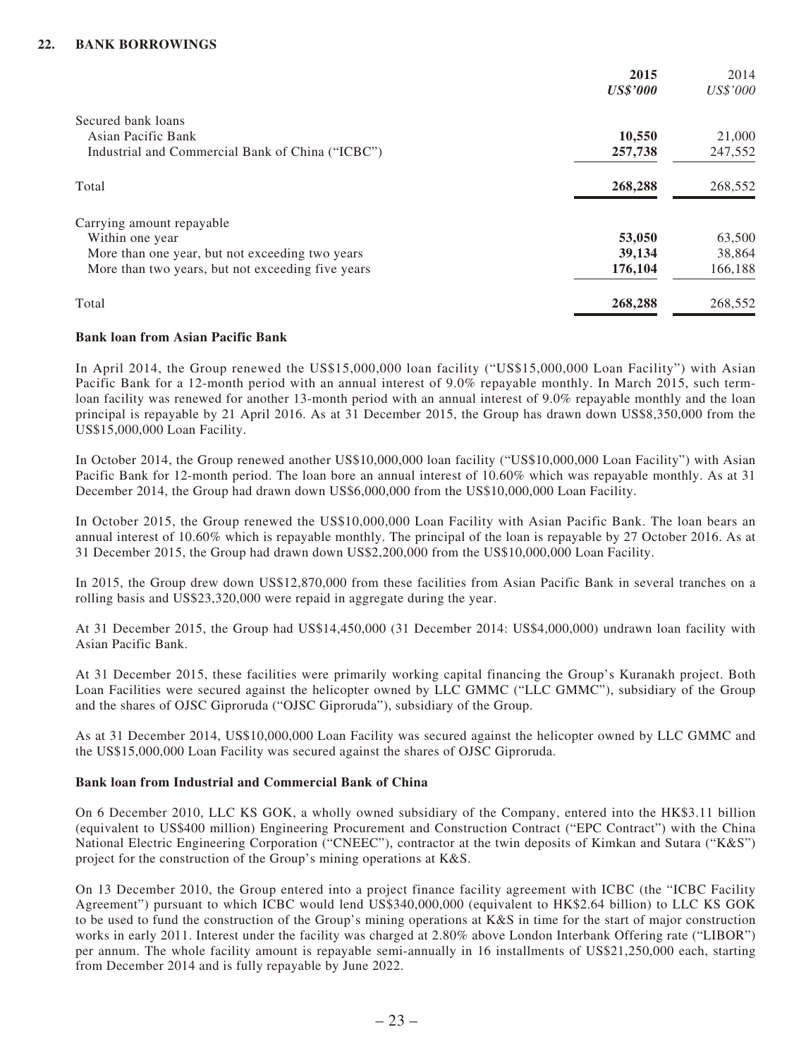## 22. BANK BORROWINGS

| | **2015** *US$'000* | 2014 *US$'000* |
|---|---|---|
| Secured bank loans | | |
| Asian Pacific Bank | **10,550** | 21,000 |
| Industrial and Commercial Bank of China ("ICBC") | **257,738** | 247,552 |
| Total | **268,288** | 268,552 |
| Carrying amount repayable | | |
| Within one year | **53,050** | 63,500 |
| More than one year, but not exceeding two years | **39,134** | 38,864 |
| More than two years, but not exceeding five years | **176,104** | 166,188 |
| Total | **268,288** | 268,552 |

**Bank loan from Asian Pacific Bank**

In April 2014, the Group renewed the US$15,000,000 loan facility ("US$15,000,000 Loan Facility") with Asian Pacific Bank for a 12-month period with an annual interest of 9.0% repayable monthly. In March 2015, such term-loan facility was renewed for another 13-month period with an annual interest of 9.0% repayable monthly and the loan principal is repayable by 21 April 2016. As at 31 December 2015, the Group has drawn down US$8,350,000 from the US$15,000,000 Loan Facility.

In October 2014, the Group renewed another US$10,000,000 loan facility ("US$10,000,000 Loan Facility") with Asian Pacific Bank for 12-month period. The loan bore an annual interest of 10.60% which was repayable monthly. As at 31 December 2014, the Group had drawn down US$6,000,000 from the US$10,000,000 Loan Facility.

In October 2015, the Group renewed the US$10,000,000 Loan Facility with Asian Pacific Bank. The loan bears an annual interest of 10.60% which is repayable monthly. The principal of the loan is repayable by 27 October 2016. As at 31 December 2015, the Group had drawn down US$2,200,000 from the US$10,000,000 Loan Facility.

In 2015, the Group drew down US$12,870,000 from these facilities from Asian Pacific Bank in several tranches on a rolling basis and US$23,320,000 were repaid in aggregate during the year.

At 31 December 2015, the Group had US$14,450,000 (31 December 2014: US$4,000,000) undrawn loan facility with Asian Pacific Bank.

At 31 December 2015, these facilities were primarily working capital financing the Group's Kuranakh project. Both Loan Facilities were secured against the helicopter owned by LLC GMMC ("LLC GMMC"), subsidiary of the Group and the shares of OJSC Giproruda ("OJSC Giproruda"), subsidiary of the Group.

As at 31 December 2014, US$10,000,000 Loan Facility was secured against the helicopter owned by LLC GMMC and the US$15,000,000 Loan Facility was secured against the shares of OJSC Giproruda.

**Bank loan from Industrial and Commercial Bank of China**

On 6 December 2010, LLC KS GOK, a wholly owned subsidiary of the Company, entered into the HK$3.11 billion (equivalent to US$400 million) Engineering Procurement and Construction Contract ("EPC Contract") with the China National Electric Engineering Corporation ("CNEEC"), contractor at the twin deposits of Kimkan and Sutara ("K&S") project for the construction of the Group's mining operations at K&S.

On 13 December 2010, the Group entered into a project finance facility agreement with ICBC (the "ICBC Facility Agreement") pursuant to which ICBC would lend US$340,000,000 (equivalent to HK$2.64 billion) to LLC KS GOK to be used to fund the construction of the Group's mining operations at K&S in time for the start of major construction works in early 2011. Interest under the facility was charged at 2.80% above London Interbank Offering rate ("LIBOR") per annum. The whole facility amount is repayable semi-annually in 16 installments of US$21,250,000 each, starting from December 2014 and is fully repayable by June 2022.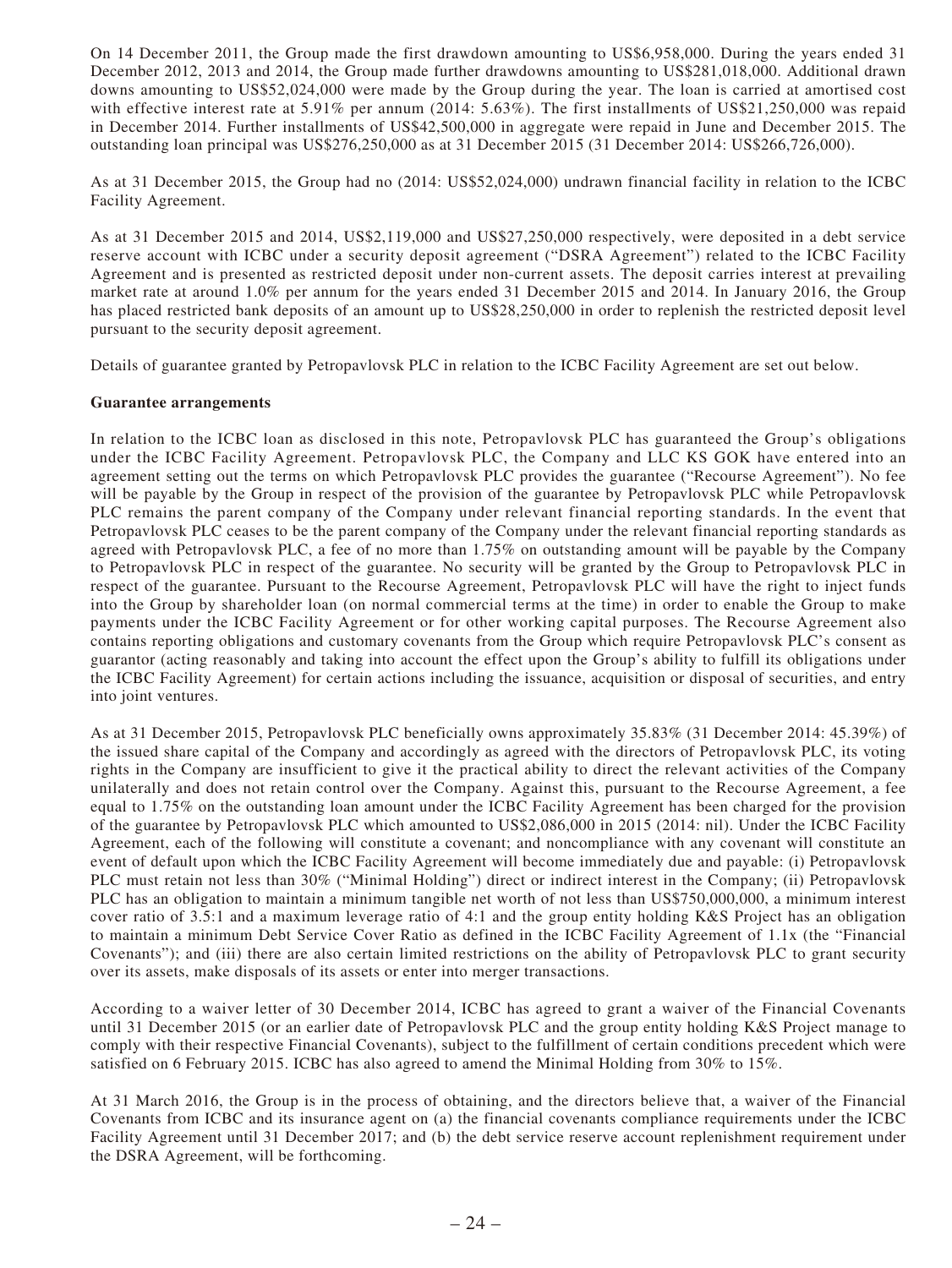On 14 December 2011, the Group made the first drawdown amounting to US$6,958,000. During the years ended 31 December 2012, 2013 and 2014, the Group made further drawdowns amounting to US$281,018,000. Additional drawn downs amounting to US$52,024,000 were made by the Group during the year. The loan is carried at amortised cost with effective interest rate at 5.91% per annum (2014: 5.63%). The first installments of US$21,250,000 was repaid in December 2014. Further installments of US$42,500,000 in aggregate were repaid in June and December 2015. The outstanding loan principal was US$276,250,000 as at 31 December 2015 (31 December 2014: US$266,726,000).

As at 31 December 2015, the Group had no (2014: US$52,024,000) undrawn financial facility in relation to the ICBC Facility Agreement.

As at 31 December 2015 and 2014, US$2,119,000 and US$27,250,000 respectively, were deposited in a debt service reserve account with ICBC under a security deposit agreement ("DSRA Agreement") related to the ICBC Facility Agreement and is presented as restricted deposit under non-current assets. The deposit carries interest at prevailing market rate at around 1.0% per annum for the years ended 31 December 2015 and 2014. In January 2016, the Group has placed restricted bank deposits of an amount up to US$28,250,000 in order to replenish the restricted deposit level pursuant to the security deposit agreement.

Details of guarantee granted by Petropavlovsk PLC in relation to the ICBC Facility Agreement are set out below.

**Guarantee arrangements**

In relation to the ICBC loan as disclosed in this note, Petropavlovsk PLC has guaranteed the Group's obligations under the ICBC Facility Agreement. Petropavlovsk PLC, the Company and LLC KS GOK have entered into an agreement setting out the terms on which Petropavlovsk PLC provides the guarantee ("Recourse Agreement"). No fee will be payable by the Group in respect of the provision of the guarantee by Petropavlovsk PLC while Petropavlovsk PLC remains the parent company of the Company under relevant financial reporting standards. In the event that Petropavlovsk PLC ceases to be the parent company of the Company under the relevant financial reporting standards as agreed with Petropavlovsk PLC, a fee of no more than 1.75% on outstanding amount will be payable by the Company to Petropavlovsk PLC in respect of the guarantee. No security will be granted by the Group to Petropavlovsk PLC in respect of the guarantee. Pursuant to the Recourse Agreement, Petropavlovsk PLC will have the right to inject funds into the Group by shareholder loan (on normal commercial terms at the time) in order to enable the Group to make payments under the ICBC Facility Agreement or for other working capital purposes. The Recourse Agreement also contains reporting obligations and customary covenants from the Group which require Petropavlovsk PLC's consent as guarantor (acting reasonably and taking into account the effect upon the Group's ability to fulfill its obligations under the ICBC Facility Agreement) for certain actions including the issuance, acquisition or disposal of securities, and entry into joint ventures.

As at 31 December 2015, Petropavlovsk PLC beneficially owns approximately 35.83% (31 December 2014: 45.39%) of the issued share capital of the Company and accordingly as agreed with the directors of Petropavlovsk PLC, its voting rights in the Company are insufficient to give it the practical ability to direct the relevant activities of the Company unilaterally and does not retain control over the Company. Against this, pursuant to the Recourse Agreement, a fee equal to 1.75% on the outstanding loan amount under the ICBC Facility Agreement has been charged for the provision of the guarantee by Petropavlovsk PLC which amounted to US$2,086,000 in 2015 (2014: nil). Under the ICBC Facility Agreement, each of the following will constitute a covenant; and noncompliance with any covenant will constitute an event of default upon which the ICBC Facility Agreement will become immediately due and payable: (i) Petropavlovsk PLC must retain not less than 30% ("Minimal Holding") direct or indirect interest in the Company; (ii) Petropavlovsk PLC has an obligation to maintain a minimum tangible net worth of not less than US$750,000,000, a minimum interest cover ratio of 3.5:1 and a maximum leverage ratio of 4:1 and the group entity holding K&S Project has an obligation to maintain a minimum Debt Service Cover Ratio as defined in the ICBC Facility Agreement of 1.1x (the "Financial Covenants"); and (iii) there are also certain limited restrictions on the ability of Petropavlovsk PLC to grant security over its assets, make disposals of its assets or enter into merger transactions.

According to a waiver letter of 30 December 2014, ICBC has agreed to grant a waiver of the Financial Covenants until 31 December 2015 (or an earlier date of Petropavlovsk PLC and the group entity holding K&S Project manage to comply with their respective Financial Covenants), subject to the fulfillment of certain conditions precedent which were satisfied on 6 February 2015. ICBC has also agreed to amend the Minimal Holding from 30% to 15%.

At 31 March 2016, the Group is in the process of obtaining, and the directors believe that, a waiver of the Financial Covenants from ICBC and its insurance agent on (a) the financial covenants compliance requirements under the ICBC Facility Agreement until 31 December 2017; and (b) the debt service reserve account replenishment requirement under the DSRA Agreement, will be forthcoming.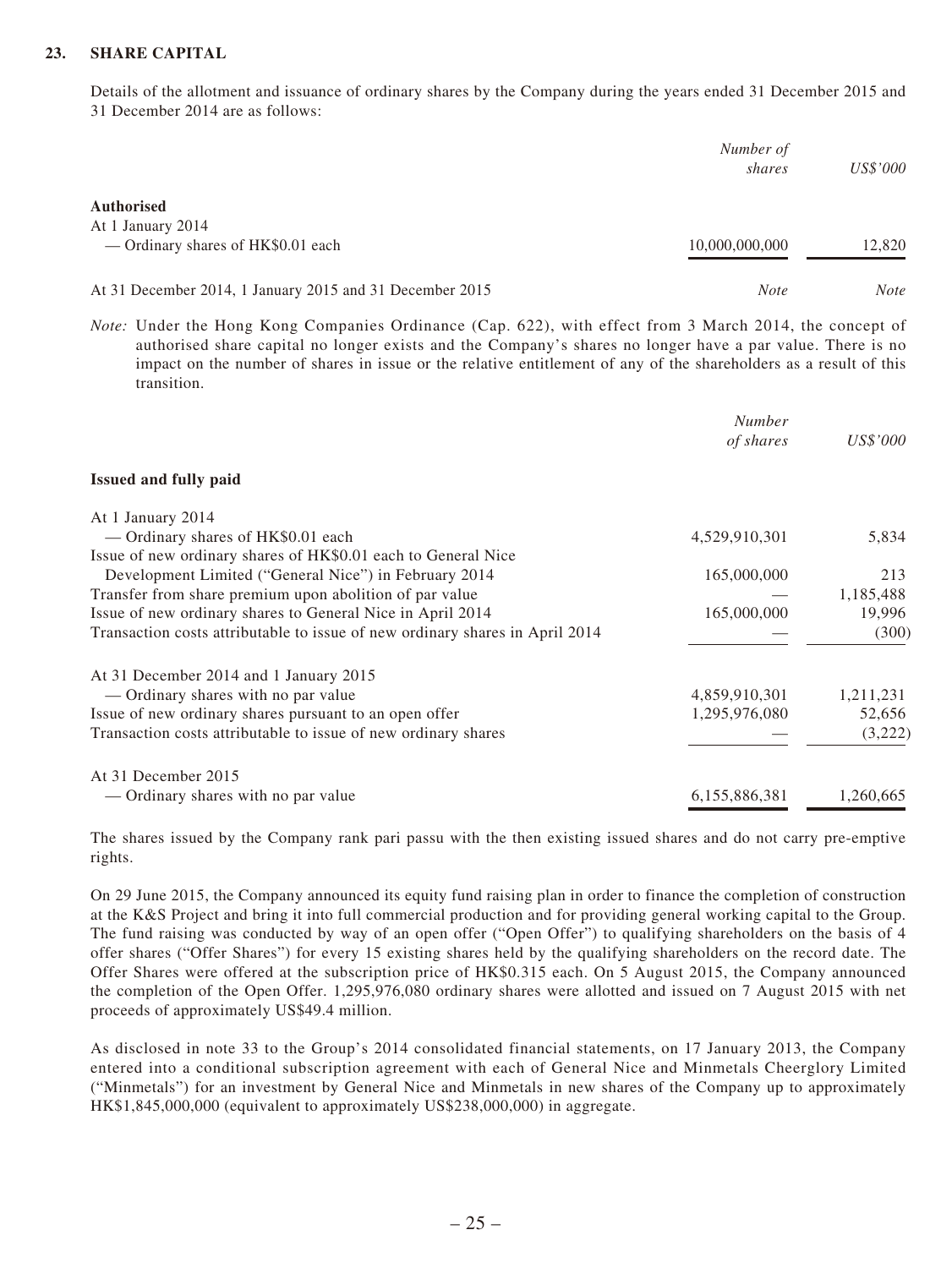## 23. SHARE CAPITAL

Details of the allotment and issuance of ordinary shares by the Company during the years ended 31 December 2015 and 31 December 2014 are as follows:

| | *Number of shares* | *US$'000* |
|---|---|---|
| **Authorised** | | |
| At 1 January 2014 | | |
| — Ordinary shares of HK$0.01 each | 10,000,000,000 | 12,820 |
| At 31 December 2014, 1 January 2015 and 31 December 2015 | *Note* | *Note* |

*Note:* Under the Hong Kong Companies Ordinance (Cap. 622), with effect from 3 March 2014, the concept of authorised share capital no longer exists and the Company's shares no longer have a par value. There is no impact on the number of shares in issue or the relative entitlement of any of the shareholders as a result of this transition.

| | *Number of shares* | *US$'000* |
|---|---|---|
| **Issued and fully paid** | | |
| At 1 January 2014 | | |
| — Ordinary shares of HK$0.01 each | 4,529,910,301 | 5,834 |
| Issue of new ordinary shares of HK$0.01 each to General Nice Development Limited ("General Nice") in February 2014 | 165,000,000 | 213 |
| Transfer from share premium upon abolition of par value | — | 1,185,488 |
| Issue of new ordinary shares to General Nice in April 2014 | 165,000,000 | 19,996 |
| Transaction costs attributable to issue of new ordinary shares in April 2014 | — | (300) |
| At 31 December 2014 and 1 January 2015 | | |
| — Ordinary shares with no par value | 4,859,910,301 | 1,211,231 |
| Issue of new ordinary shares pursuant to an open offer | 1,295,976,080 | 52,656 |
| Transaction costs attributable to issue of new ordinary shares | — | (3,222) |
| At 31 December 2015 | | |
| — Ordinary shares with no par value | 6,155,886,381 | 1,260,665 |

The shares issued by the Company rank pari passu with the then existing issued shares and do not carry pre-emptive rights.

On 29 June 2015, the Company announced its equity fund raising plan in order to finance the completion of construction at the K&S Project and bring it into full commercial production and for providing general working capital to the Group. The fund raising was conducted by way of an open offer ("Open Offer") to qualifying shareholders on the basis of 4 offer shares ("Offer Shares") for every 15 existing shares held by the qualifying shareholders on the record date. The Offer Shares were offered at the subscription price of HK$0.315 each. On 5 August 2015, the Company announced the completion of the Open Offer. 1,295,976,080 ordinary shares were allotted and issued on 7 August 2015 with net proceeds of approximately US$49.4 million.

As disclosed in note 33 to the Group's 2014 consolidated financial statements, on 17 January 2013, the Company entered into a conditional subscription agreement with each of General Nice and Minmetals Cheerglory Limited ("Minmetals") for an investment by General Nice and Minmetals in new shares of the Company up to approximately HK$1,845,000,000 (equivalent to approximately US$238,000,000) in aggregate.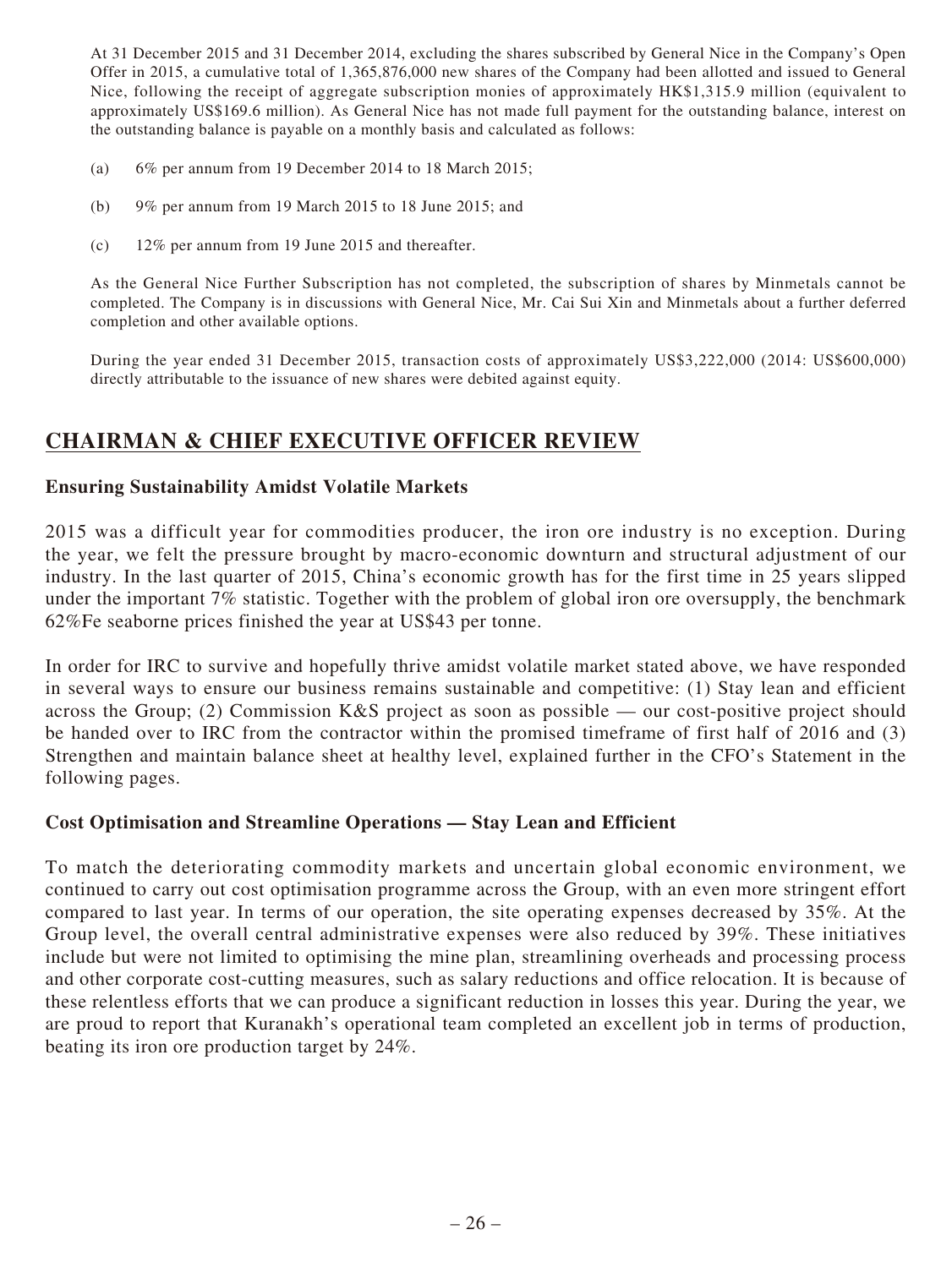At 31 December 2015 and 31 December 2014, excluding the shares subscribed by General Nice in the Company's Open Offer in 2015, a cumulative total of 1,365,876,000 new shares of the Company had been allotted and issued to General Nice, following the receipt of aggregate subscription monies of approximately HK$1,315.9 million (equivalent to approximately US$169.6 million). As General Nice has not made full payment for the outstanding balance, interest on the outstanding balance is payable on a monthly basis and calculated as follows:

(a) 6% per annum from 19 December 2014 to 18 March 2015;

(b) 9% per annum from 19 March 2015 to 18 June 2015; and

(c) 12% per annum from 19 June 2015 and thereafter.

As the General Nice Further Subscription has not completed, the subscription of shares by Minmetals cannot be completed. The Company is in discussions with General Nice, Mr. Cai Sui Xin and Minmetals about a further deferred completion and other available options.

During the year ended 31 December 2015, transaction costs of approximately US$3,222,000 (2014: US$600,000) directly attributable to the issuance of new shares were debited against equity.

## CHAIRMAN & CHIEF EXECUTIVE OFFICER REVIEW

### Ensuring Sustainability Amidst Volatile Markets

2015 was a difficult year for commodities producer, the iron ore industry is no exception. During the year, we felt the pressure brought by macro-economic downturn and structural adjustment of our industry. In the last quarter of 2015, China's economic growth has for the first time in 25 years slipped under the important 7% statistic. Together with the problem of global iron ore oversupply, the benchmark 62%Fe seaborne prices finished the year at US$43 per tonne.

In order for IRC to survive and hopefully thrive amidst volatile market stated above, we have responded in several ways to ensure our business remains sustainable and competitive: (1) Stay lean and efficient across the Group; (2) Commission K&S project as soon as possible — our cost-positive project should be handed over to IRC from the contractor within the promised timeframe of first half of 2016 and (3) Strengthen and maintain balance sheet at healthy level, explained further in the CFO's Statement in the following pages.

### Cost Optimisation and Streamline Operations — Stay Lean and Efficient

To match the deteriorating commodity markets and uncertain global economic environment, we continued to carry out cost optimisation programme across the Group, with an even more stringent effort compared to last year. In terms of our operation, the site operating expenses decreased by 35%. At the Group level, the overall central administrative expenses were also reduced by 39%. These initiatives include but were not limited to optimising the mine plan, streamlining overheads and processing process and other corporate cost-cutting measures, such as salary reductions and office relocation. It is because of these relentless efforts that we can produce a significant reduction in losses this year. During the year, we are proud to report that Kuranakh's operational team completed an excellent job in terms of production, beating its iron ore production target by 24%.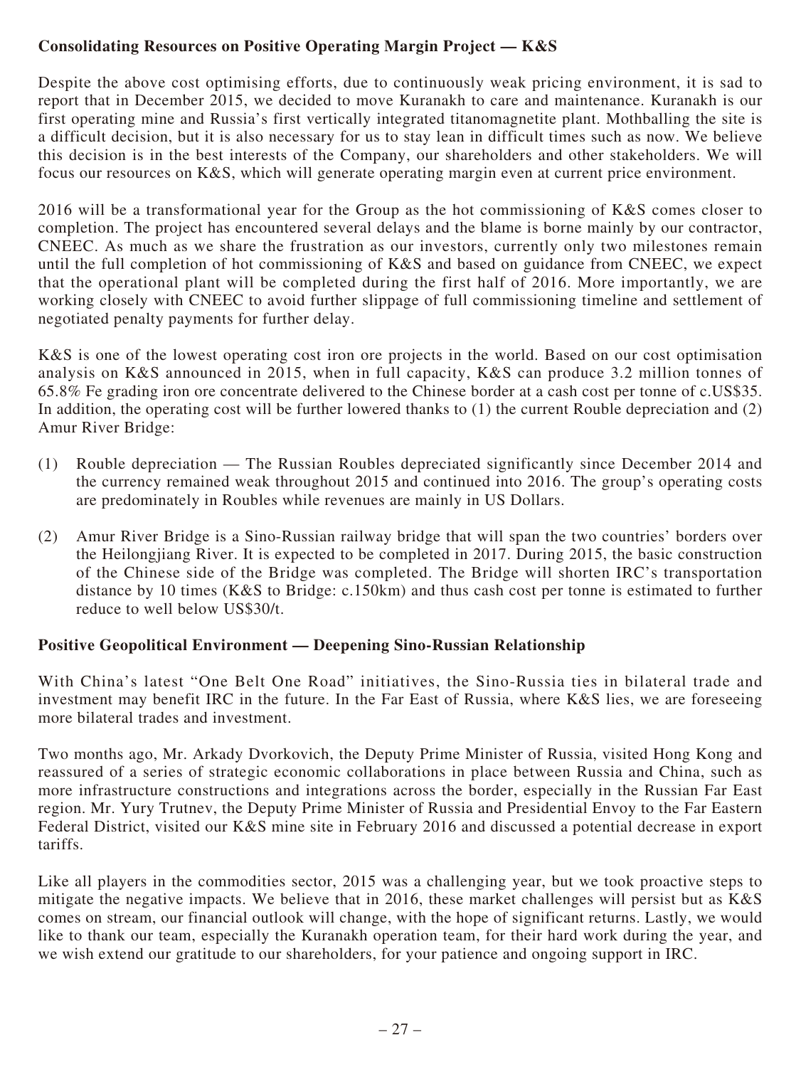**Consolidating Resources on Positive Operating Margin Project — K&S**

Despite the above cost optimising efforts, due to continuously weak pricing environment, it is sad to report that in December 2015, we decided to move Kuranakh to care and maintenance. Kuranakh is our first operating mine and Russia's first vertically integrated titanomagnetite plant. Mothballing the site is a difficult decision, but it is also necessary for us to stay lean in difficult times such as now. We believe this decision is in the best interests of the Company, our shareholders and other stakeholders. We will focus our resources on K&S, which will generate operating margin even at current price environment.

2016 will be a transformational year for the Group as the hot commissioning of K&S comes closer to completion. The project has encountered several delays and the blame is borne mainly by our contractor, CNEEC. As much as we share the frustration as our investors, currently only two milestones remain until the full completion of hot commissioning of K&S and based on guidance from CNEEC, we expect that the operational plant will be completed during the first half of 2016. More importantly, we are working closely with CNEEC to avoid further slippage of full commissioning timeline and settlement of negotiated penalty payments for further delay.

K&S is one of the lowest operating cost iron ore projects in the world. Based on our cost optimisation analysis on K&S announced in 2015, when in full capacity, K&S can produce 3.2 million tonnes of 65.8% Fe grading iron ore concentrate delivered to the Chinese border at a cash cost per tonne of c.US$35. In addition, the operating cost will be further lowered thanks to (1) the current Rouble depreciation and (2) Amur River Bridge:

(1) Rouble depreciation — The Russian Roubles depreciated significantly since December 2014 and the currency remained weak throughout 2015 and continued into 2016. The group's operating costs are predominately in Roubles while revenues are mainly in US Dollars.

(2) Amur River Bridge is a Sino-Russian railway bridge that will span the two countries' borders over the Heilongjiang River. It is expected to be completed in 2017. During 2015, the basic construction of the Chinese side of the Bridge was completed. The Bridge will shorten IRC's transportation distance by 10 times (K&S to Bridge: c.150km) and thus cash cost per tonne is estimated to further reduce to well below US$30/t.

**Positive Geopolitical Environment — Deepening Sino-Russian Relationship**

With China's latest "One Belt One Road" initiatives, the Sino-Russia ties in bilateral trade and investment may benefit IRC in the future. In the Far East of Russia, where K&S lies, we are foreseeing more bilateral trades and investment.

Two months ago, Mr. Arkady Dvorkovich, the Deputy Prime Minister of Russia, visited Hong Kong and reassured of a series of strategic economic collaborations in place between Russia and China, such as more infrastructure constructions and integrations across the border, especially in the Russian Far East region. Mr. Yury Trutnev, the Deputy Prime Minister of Russia and Presidential Envoy to the Far Eastern Federal District, visited our K&S mine site in February 2016 and discussed a potential decrease in export tariffs.

Like all players in the commodities sector, 2015 was a challenging year, but we took proactive steps to mitigate the negative impacts. We believe that in 2016, these market challenges will persist but as K&S comes on stream, our financial outlook will change, with the hope of significant returns. Lastly, we would like to thank our team, especially the Kuranakh operation team, for their hard work during the year, and we wish extend our gratitude to our shareholders, for your patience and ongoing support in IRC.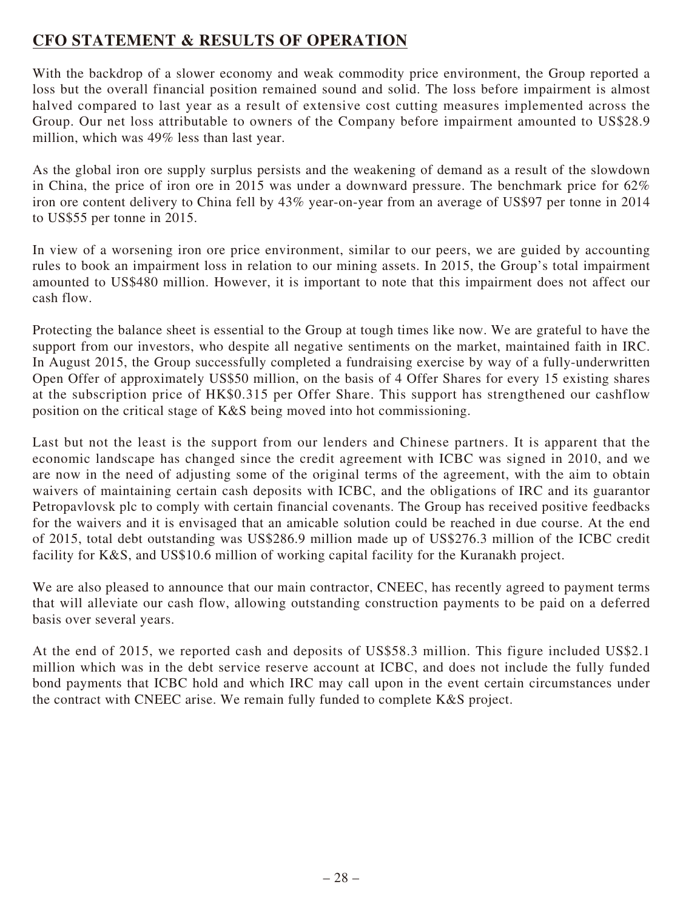## CFO STATEMENT & RESULTS OF OPERATION

With the backdrop of a slower economy and weak commodity price environment, the Group reported a loss but the overall financial position remained sound and solid. The loss before impairment is almost halved compared to last year as a result of extensive cost cutting measures implemented across the Group. Our net loss attributable to owners of the Company before impairment amounted to US$28.9 million, which was 49% less than last year.

As the global iron ore supply surplus persists and the weakening of demand as a result of the slowdown in China, the price of iron ore in 2015 was under a downward pressure. The benchmark price for 62% iron ore content delivery to China fell by 43% year-on-year from an average of US$97 per tonne in 2014 to US$55 per tonne in 2015.

In view of a worsening iron ore price environment, similar to our peers, we are guided by accounting rules to book an impairment loss in relation to our mining assets. In 2015, the Group's total impairment amounted to US$480 million. However, it is important to note that this impairment does not affect our cash flow.

Protecting the balance sheet is essential to the Group at tough times like now. We are grateful to have the support from our investors, who despite all negative sentiments on the market, maintained faith in IRC. In August 2015, the Group successfully completed a fundraising exercise by way of a fully-underwritten Open Offer of approximately US$50 million, on the basis of 4 Offer Shares for every 15 existing shares at the subscription price of HK$0.315 per Offer Share. This support has strengthened our cashflow position on the critical stage of K&S being moved into hot commissioning.

Last but not the least is the support from our lenders and Chinese partners. It is apparent that the economic landscape has changed since the credit agreement with ICBC was signed in 2010, and we are now in the need of adjusting some of the original terms of the agreement, with the aim to obtain waivers of maintaining certain cash deposits with ICBC, and the obligations of IRC and its guarantor Petropavlovsk plc to comply with certain financial covenants. The Group has received positive feedbacks for the waivers and it is envisaged that an amicable solution could be reached in due course. At the end of 2015, total debt outstanding was US$286.9 million made up of US$276.3 million of the ICBC credit facility for K&S, and US$10.6 million of working capital facility for the Kuranakh project.

We are also pleased to announce that our main contractor, CNEEC, has recently agreed to payment terms that will alleviate our cash flow, allowing outstanding construction payments to be paid on a deferred basis over several years.

At the end of 2015, we reported cash and deposits of US$58.3 million. This figure included US$2.1 million which was in the debt service reserve account at ICBC, and does not include the fully funded bond payments that ICBC hold and which IRC may call upon in the event certain circumstances under the contract with CNEEC arise. We remain fully funded to complete K&S project.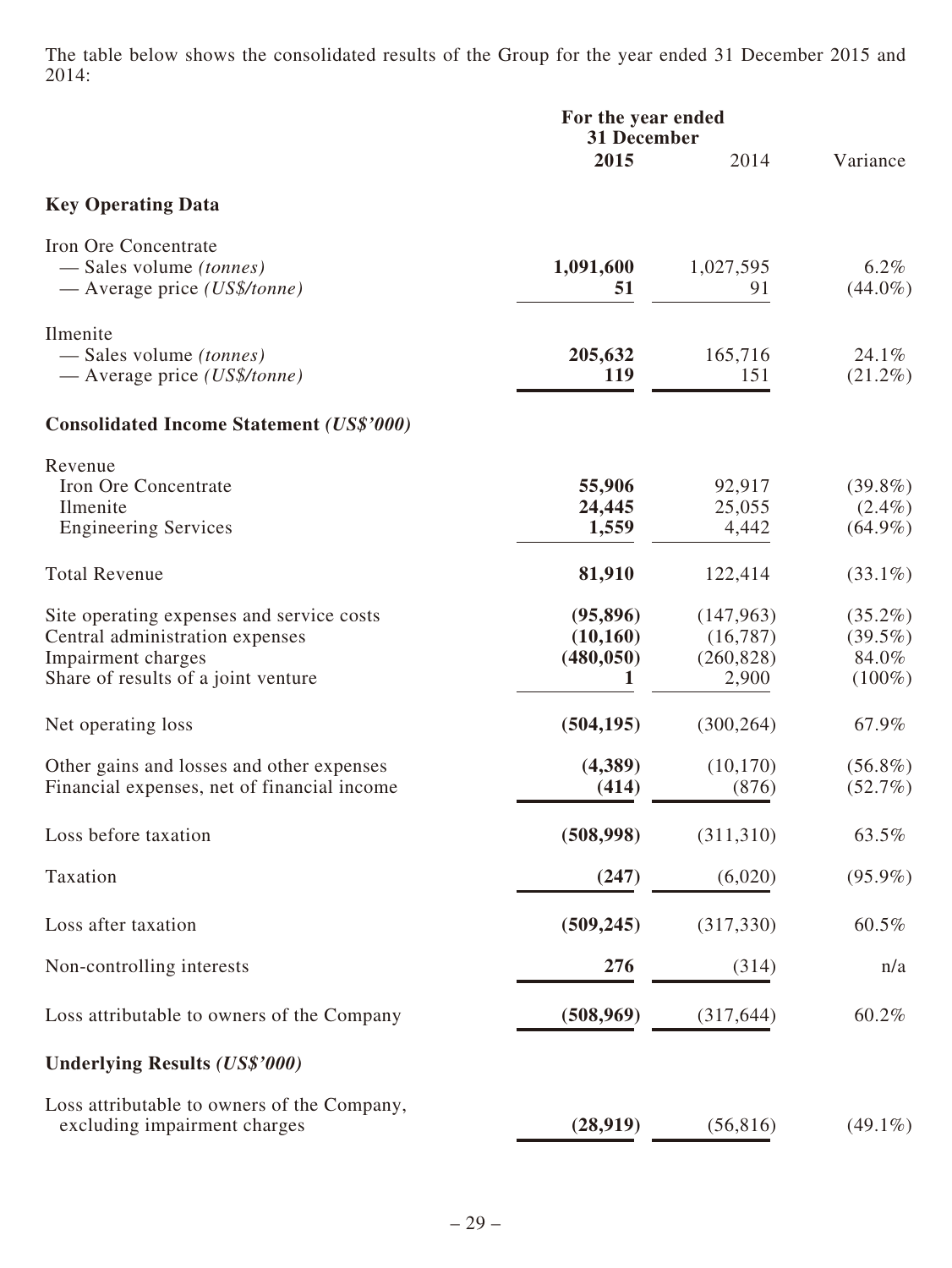The table below shows the consolidated results of the Group for the year ended 31 December 2015 and 2014:

| | For the year ended 31 December | | |
|---|---|---|---|
| | **2015** | 2014 | Variance |
| **Key Operating Data** | | | |
| Iron Ore Concentrate | | | |
| — Sales volume *(tonnes)* | **1,091,600** | 1,027,595 | 6.2% |
| — Average price *(US$/tonne)* | **51** | 91 | (44.0%) |
| Ilmenite | | | |
| — Sales volume *(tonnes)* | **205,632** | 165,716 | 24.1% |
| — Average price *(US$/tonne)* | **119** | 151 | (21.2%) |
| **Consolidated Income Statement *(US$'000)*** | | | |
| Revenue | | | |
| Iron Ore Concentrate | **55,906** | 92,917 | (39.8%) |
| Ilmenite | **24,445** | 25,055 | (2.4%) |
| Engineering Services | **1,559** | 4,442 | (64.9%) |
| Total Revenue | **81,910** | 122,414 | (33.1%) |
| Site operating expenses and service costs | **(95,896)** | (147,963) | (35.2%) |
| Central administration expenses | **(10,160)** | (16,787) | (39.5%) |
| Impairment charges | **(480,050)** | (260,828) | 84.0% |
| Share of results of a joint venture | **1** | 2,900 | (100%) |
| Net operating loss | **(504,195)** | (300,264) | 67.9% |
| Other gains and losses and other expenses | **(4,389)** | (10,170) | (56.8%) |
| Financial expenses, net of financial income | **(414)** | (876) | (52.7%) |
| Loss before taxation | **(508,998)** | (311,310) | 63.5% |
| Taxation | **(247)** | (6,020) | (95.9%) |
| Loss after taxation | **(509,245)** | (317,330) | 60.5% |
| Non-controlling interests | **276** | (314) | n/a |
| Loss attributable to owners of the Company | **(508,969)** | (317,644) | 60.2% |
| **Underlying Results *(US$'000)*** | | | |
| Loss attributable to owners of the Company, excluding impairment charges | **(28,919)** | (56,816) | (49.1%) |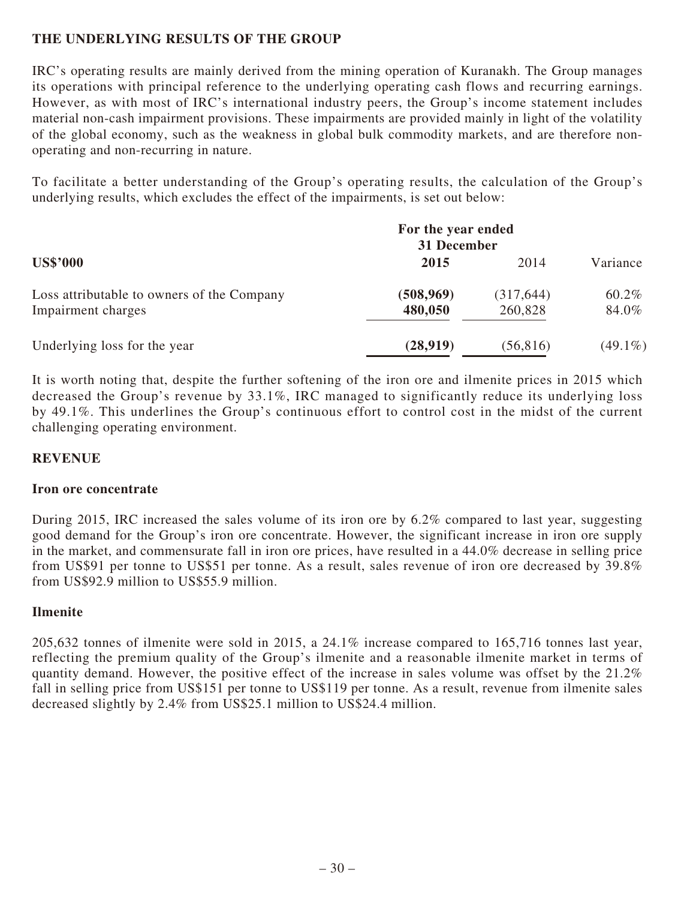## THE UNDERLYING RESULTS OF THE GROUP

IRC's operating results are mainly derived from the mining operation of Kuranakh. The Group manages its operations with principal reference to the underlying operating cash flows and recurring earnings. However, as with most of IRC's international industry peers, the Group's income statement includes material non-cash impairment provisions. These impairments are provided mainly in light of the volatility of the global economy, such as the weakness in global bulk commodity markets, and are therefore non-operating and non-recurring in nature.

To facilitate a better understanding of the Group's operating results, the calculation of the Group's underlying results, which excludes the effect of the impairments, is set out below:

| | For the year ended 31 December | | |
|---|---|---|---|
| **US$'000** | **2015** | 2014 | Variance |
| Loss attributable to owners of the Company | **(508,969)** | (317,644) | 60.2% |
| Impairment charges | **480,050** | 260,828 | 84.0% |
| Underlying loss for the year | **(28,919)** | (56,816) | (49.1%) |

It is worth noting that, despite the further softening of the iron ore and ilmenite prices in 2015 which decreased the Group's revenue by 33.1%, IRC managed to significantly reduce its underlying loss by 49.1%. This underlines the Group's continuous effort to control cost in the midst of the current challenging operating environment.

## REVENUE

### Iron ore concentrate

During 2015, IRC increased the sales volume of its iron ore by 6.2% compared to last year, suggesting good demand for the Group's iron ore concentrate. However, the significant increase in iron ore supply in the market, and commensurate fall in iron ore prices, have resulted in a 44.0% decrease in selling price from US$91 per tonne to US$51 per tonne. As a result, sales revenue of iron ore decreased by 39.8% from US$92.9 million to US$55.9 million.

### Ilmenite

205,632 tonnes of ilmenite were sold in 2015, a 24.1% increase compared to 165,716 tonnes last year, reflecting the premium quality of the Group's ilmenite and a reasonable ilmenite market in terms of quantity demand. However, the positive effect of the increase in sales volume was offset by the 21.2% fall in selling price from US$151 per tonne to US$119 per tonne. As a result, revenue from ilmenite sales decreased slightly by 2.4% from US$25.1 million to US$24.4 million.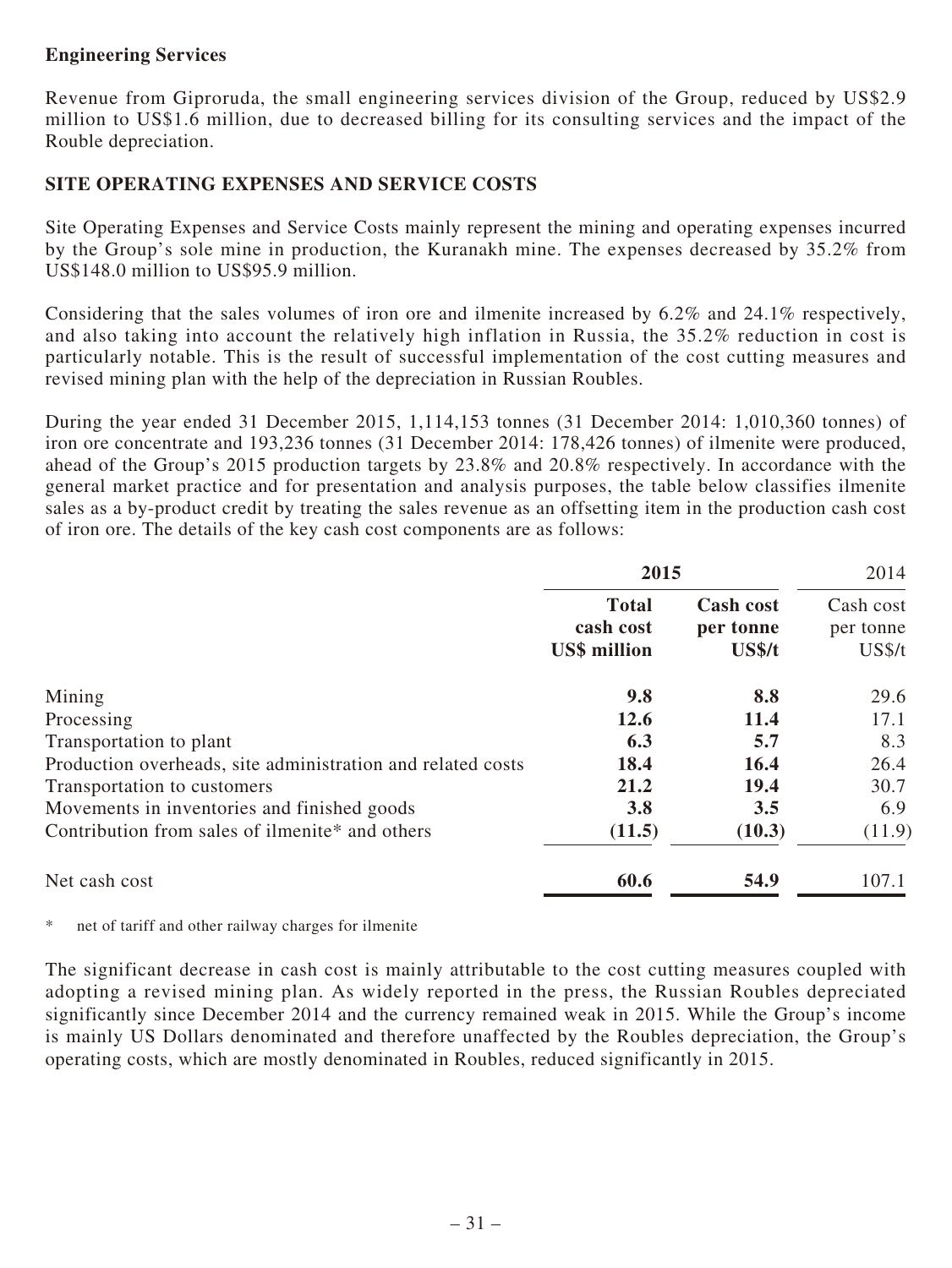**Engineering Services**

Revenue from Giproruda, the small engineering services division of the Group, reduced by US$2.9 million to US$1.6 million, due to decreased billing for its consulting services and the impact of the Rouble depreciation.

## SITE OPERATING EXPENSES AND SERVICE COSTS

Site Operating Expenses and Service Costs mainly represent the mining and operating expenses incurred by the Group's sole mine in production, the Kuranakh mine. The expenses decreased by 35.2% from US$148.0 million to US$95.9 million.

Considering that the sales volumes of iron ore and ilmenite increased by 6.2% and 24.1% respectively, and also taking into account the relatively high inflation in Russia, the 35.2% reduction in cost is particularly notable. This is the result of successful implementation of the cost cutting measures and revised mining plan with the help of the depreciation in Russian Roubles.

During the year ended 31 December 2015, 1,114,153 tonnes (31 December 2014: 1,010,360 tonnes) of iron ore concentrate and 193,236 tonnes (31 December 2014: 178,426 tonnes) of ilmenite were produced, ahead of the Group's 2015 production targets by 23.8% and 20.8% respectively. In accordance with the general market practice and for presentation and analysis purposes, the table below classifies ilmenite sales as a by-product credit by treating the sales revenue as an offsetting item in the production cash cost of iron ore. The details of the key cash cost components are as follows:

| | **2015** | | 2014 |
|---|---|---|---|
| | **Total cash cost US$ million** | **Cash cost per tonne US$/t** | Cash cost per tonne US$/t |
| Mining | **9.8** | **8.8** | 29.6 |
| Processing | **12.6** | **11.4** | 17.1 |
| Transportation to plant | **6.3** | **5.7** | 8.3 |
| Production overheads, site administration and related costs | **18.4** | **16.4** | 26.4 |
| Transportation to customers | **21.2** | **19.4** | 30.7 |
| Movements in inventories and finished goods | **3.8** | **3.5** | 6.9 |
| Contribution from sales of ilmenite* and others | **(11.5)** | **(10.3)** | (11.9) |
| Net cash cost | **60.6** | **54.9** | 107.1 |

\* net of tariff and other railway charges for ilmenite

The significant decrease in cash cost is mainly attributable to the cost cutting measures coupled with adopting a revised mining plan. As widely reported in the press, the Russian Roubles depreciated significantly since December 2014 and the currency remained weak in 2015. While the Group's income is mainly US Dollars denominated and therefore unaffected by the Roubles depreciation, the Group's operating costs, which are mostly denominated in Roubles, reduced significantly in 2015.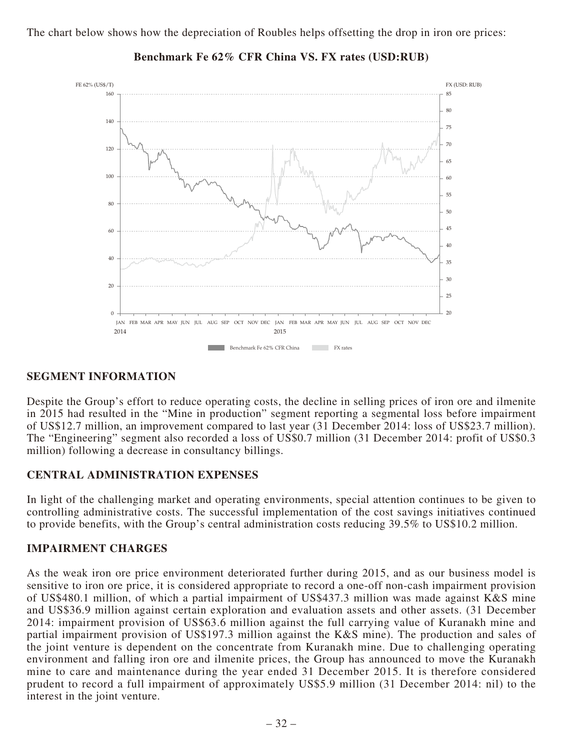The chart below shows how the depreciation of Roubles helps offsetting the drop in iron ore prices:

**Benchmark Fe 62% CFR China VS. FX rates (USD:RUB)**

## SEGMENT INFORMATION

Despite the Group's effort to reduce operating costs, the decline in selling prices of iron ore and ilmenite in 2015 had resulted in the "Mine in production" segment reporting a segmental loss before impairment of US$12.7 million, an improvement compared to last year (31 December 2014: loss of US$23.7 million). The "Engineering" segment also recorded a loss of US$0.7 million (31 December 2014: profit of US$0.3 million) following a decrease in consultancy billings.

## CENTRAL ADMINISTRATION EXPENSES

In light of the challenging market and operating environments, special attention continues to be given to controlling administrative costs. The successful implementation of the cost savings initiatives continued to provide benefits, with the Group's central administration costs reducing 39.5% to US$10.2 million.

## IMPAIRMENT CHARGES

As the weak iron ore price environment deteriorated further during 2015, and as our business model is sensitive to iron ore price, it is considered appropriate to record a one-off non-cash impairment provision of US$480.1 million, of which a partial impairment of US$437.3 million was made against K&S mine and US$36.9 million against certain exploration and evaluation assets and other assets. (31 December 2014: impairment provision of US$63.6 million against the full carrying value of Kuranakh mine and partial impairment provision of US$197.3 million against the K&S mine). The production and sales of the joint venture is dependent on the concentrate from Kuranakh mine. Due to challenging operating environment and falling iron ore and ilmenite prices, the Group has announced to move the Kuranakh mine to care and maintenance during the year ended 31 December 2015. It is therefore considered prudent to record a full impairment of approximately US$5.9 million (31 December 2014: nil) to the interest in the joint venture.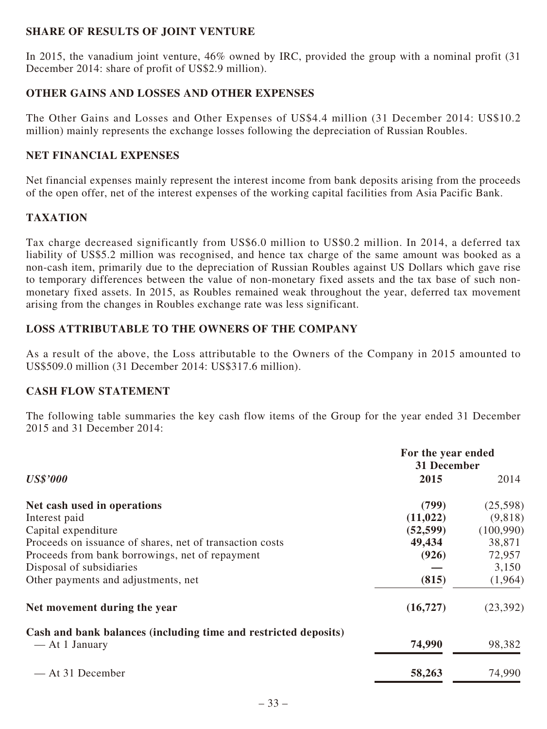## SHARE OF RESULTS OF JOINT VENTURE

In 2015, the vanadium joint venture, 46% owned by IRC, provided the group with a nominal profit (31 December 2014: share of profit of US$2.9 million).

## OTHER GAINS AND LOSSES AND OTHER EXPENSES

The Other Gains and Losses and Other Expenses of US$4.4 million (31 December 2014: US$10.2 million) mainly represents the exchange losses following the depreciation of Russian Roubles.

## NET FINANCIAL EXPENSES

Net financial expenses mainly represent the interest income from bank deposits arising from the proceeds of the open offer, net of the interest expenses of the working capital facilities from Asia Pacific Bank.

## TAXATION

Tax charge decreased significantly from US$6.0 million to US$0.2 million. In 2014, a deferred tax liability of US$5.2 million was recognised, and hence tax charge of the same amount was booked as a non-cash item, primarily due to the depreciation of Russian Roubles against US Dollars which gave rise to temporary differences between the value of non-monetary fixed assets and the tax base of such non-monetary fixed assets. In 2015, as Roubles remained weak throughout the year, deferred tax movement arising from the changes in Roubles exchange rate was less significant.

## LOSS ATTRIBUTABLE TO THE OWNERS OF THE COMPANY

As a result of the above, the Loss attributable to the Owners of the Company in 2015 amounted to US$509.0 million (31 December 2014: US$317.6 million).

## CASH FLOW STATEMENT

The following table summaries the key cash flow items of the Group for the year ended 31 December 2015 and 31 December 2014:

| ***US$'000*** | **For the year ended 31 December 2015** | 2014 |
|---|---|---|
| **Net cash used in operations** | **(799)** | (25,598) |
| Interest paid | **(11,022)** | (9,818) |
| Capital expenditure | **(52,599)** | (100,990) |
| Proceeds on issuance of shares, net of transaction costs | **49,434** | 38,871 |
| Proceeds from bank borrowings, net of repayment | **(926)** | 72,957 |
| Disposal of subsidiaries | **—** | 3,150 |
| Other payments and adjustments, net | **(815)** | (1,964) |
| **Net movement during the year** | **(16,727)** | (23,392) |
| **Cash and bank balances (including time and restricted deposits)** | | |
| — At 1 January | **74,990** | 98,382 |
| — At 31 December | **58,263** | 74,990 |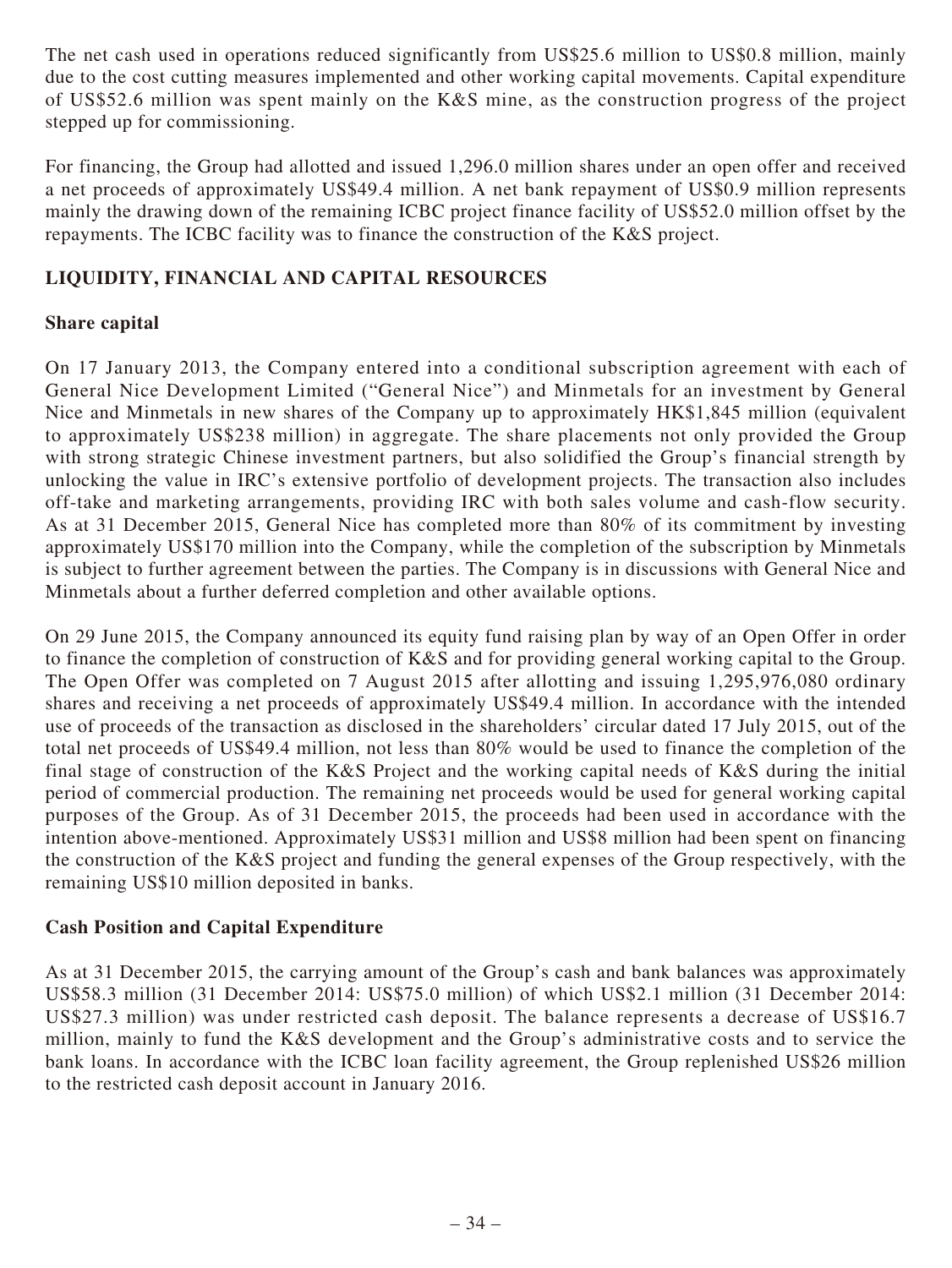The net cash used in operations reduced significantly from US$25.6 million to US$0.8 million, mainly due to the cost cutting measures implemented and other working capital movements. Capital expenditure of US$52.6 million was spent mainly on the K&S mine, as the construction progress of the project stepped up for commissioning.

For financing, the Group had allotted and issued 1,296.0 million shares under an open offer and received a net proceeds of approximately US$49.4 million. A net bank repayment of US$0.9 million represents mainly the drawing down of the remaining ICBC project finance facility of US$52.0 million offset by the repayments. The ICBC facility was to finance the construction of the K&S project.

## LIQUIDITY, FINANCIAL AND CAPITAL RESOURCES

### Share capital

On 17 January 2013, the Company entered into a conditional subscription agreement with each of General Nice Development Limited ("General Nice") and Minmetals for an investment by General Nice and Minmetals in new shares of the Company up to approximately HK$1,845 million (equivalent to approximately US$238 million) in aggregate. The share placements not only provided the Group with strong strategic Chinese investment partners, but also solidified the Group's financial strength by unlocking the value in IRC's extensive portfolio of development projects. The transaction also includes off-take and marketing arrangements, providing IRC with both sales volume and cash-flow security. As at 31 December 2015, General Nice has completed more than 80% of its commitment by investing approximately US$170 million into the Company, while the completion of the subscription by Minmetals is subject to further agreement between the parties. The Company is in discussions with General Nice and Minmetals about a further deferred completion and other available options.

On 29 June 2015, the Company announced its equity fund raising plan by way of an Open Offer in order to finance the completion of construction of K&S and for providing general working capital to the Group. The Open Offer was completed on 7 August 2015 after allotting and issuing 1,295,976,080 ordinary shares and receiving a net proceeds of approximately US$49.4 million. In accordance with the intended use of proceeds of the transaction as disclosed in the shareholders' circular dated 17 July 2015, out of the total net proceeds of US$49.4 million, not less than 80% would be used to finance the completion of the final stage of construction of the K&S Project and the working capital needs of K&S during the initial period of commercial production. The remaining net proceeds would be used for general working capital purposes of the Group. As of 31 December 2015, the proceeds had been used in accordance with the intention above-mentioned. Approximately US$31 million and US$8 million had been spent on financing the construction of the K&S project and funding the general expenses of the Group respectively, with the remaining US$10 million deposited in banks.

### Cash Position and Capital Expenditure

As at 31 December 2015, the carrying amount of the Group's cash and bank balances was approximately US$58.3 million (31 December 2014: US$75.0 million) of which US$2.1 million (31 December 2014: US$27.3 million) was under restricted cash deposit. The balance represents a decrease of US$16.7 million, mainly to fund the K&S development and the Group's administrative costs and to service the bank loans. In accordance with the ICBC loan facility agreement, the Group replenished US$26 million to the restricted cash deposit account in January 2016.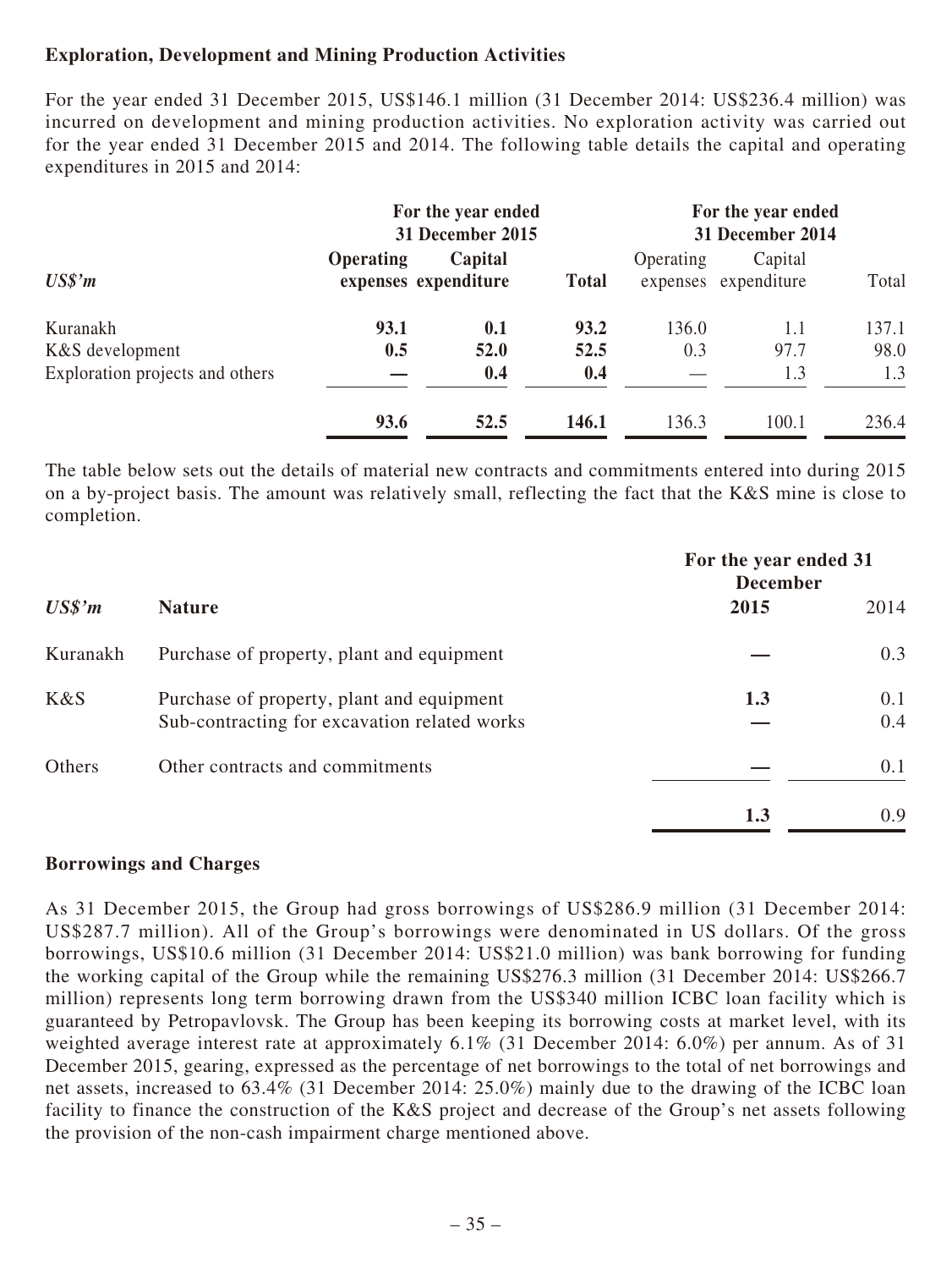**Exploration, Development and Mining Production Activities**

For the year ended 31 December 2015, US$146.1 million (31 December 2014: US$236.4 million) was incurred on development and mining production activities. No exploration activity was carried out for the year ended 31 December 2015 and 2014. The following table details the capital and operating expenditures in 2015 and 2014:

| | For the year ended 31 December 2015 | | | For the year ended 31 December 2014 | | |
|---|---|---|---|---|---|---|
| *US$'m* | **Operating expenses** | **Capital expenditure** | **Total** | Operating expenses | Capital expenditure | Total |
| Kuranakh | **93.1** | **0.1** | **93.2** | 136.0 | 1.1 | 137.1 |
| K&S development | **0.5** | **52.0** | **52.5** | 0.3 | 97.7 | 98.0 |
| Exploration projects and others | **—** | **0.4** | **0.4** | — | 1.3 | 1.3 |
| | **93.6** | **52.5** | **146.1** | 136.3 | 100.1 | 236.4 |

The table below sets out the details of material new contracts and commitments entered into during 2015 on a by-project basis. The amount was relatively small, reflecting the fact that the K&S mine is close to completion.

| | | For the year ended 31 December | |
|---|---|---|---|
| *US$'m* | **Nature** | **2015** | 2014 |
| Kuranakh | Purchase of property, plant and equipment | **—** | 0.3 |
| K&S | Purchase of property, plant and equipment | **1.3** | 0.1 |
| | Sub-contracting for excavation related works | **—** | 0.4 |
| Others | Other contracts and commitments | **—** | 0.1 |
| | | **1.3** | 0.9 |

**Borrowings and Charges**

As 31 December 2015, the Group had gross borrowings of US$286.9 million (31 December 2014: US$287.7 million). All of the Group's borrowings were denominated in US dollars. Of the gross borrowings, US$10.6 million (31 December 2014: US$21.0 million) was bank borrowing for funding the working capital of the Group while the remaining US$276.3 million (31 December 2014: US$266.7 million) represents long term borrowing drawn from the US$340 million ICBC loan facility which is guaranteed by Petropavlovsk. The Group has been keeping its borrowing costs at market level, with its weighted average interest rate at approximately 6.1% (31 December 2014: 6.0%) per annum. As of 31 December 2015, gearing, expressed as the percentage of net borrowings to the total of net borrowings and net assets, increased to 63.4% (31 December 2014: 25.0%) mainly due to the drawing of the ICBC loan facility to finance the construction of the K&S project and decrease of the Group's net assets following the provision of the non-cash impairment charge mentioned above.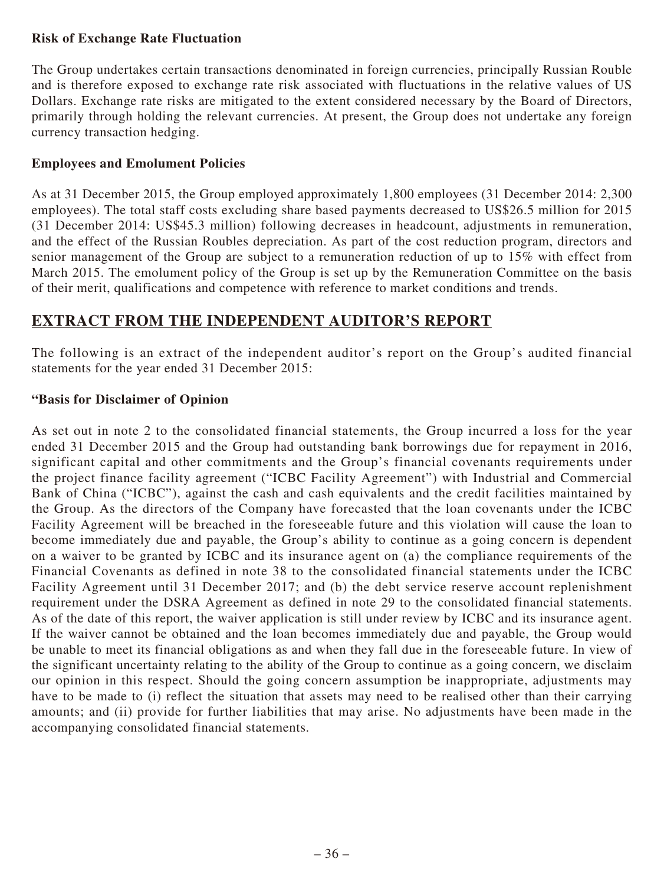**Risk of Exchange Rate Fluctuation**

The Group undertakes certain transactions denominated in foreign currencies, principally Russian Rouble and is therefore exposed to exchange rate risk associated with fluctuations in the relative values of US Dollars. Exchange rate risks are mitigated to the extent considered necessary by the Board of Directors, primarily through holding the relevant currencies. At present, the Group does not undertake any foreign currency transaction hedging.

**Employees and Emolument Policies**

As at 31 December 2015, the Group employed approximately 1,800 employees (31 December 2014: 2,300 employees). The total staff costs excluding share based payments decreased to US$26.5 million for 2015 (31 December 2014: US$45.3 million) following decreases in headcount, adjustments in remuneration, and the effect of the Russian Roubles depreciation. As part of the cost reduction program, directors and senior management of the Group are subject to a remuneration reduction of up to 15% with effect from March 2015. The emolument policy of the Group is set up by the Remuneration Committee on the basis of their merit, qualifications and competence with reference to market conditions and trends.

## EXTRACT FROM THE INDEPENDENT AUDITOR'S REPORT

The following is an extract of the independent auditor's report on the Group's audited financial statements for the year ended 31 December 2015:

**"Basis for Disclaimer of Opinion**

As set out in note 2 to the consolidated financial statements, the Group incurred a loss for the year ended 31 December 2015 and the Group had outstanding bank borrowings due for repayment in 2016, significant capital and other commitments and the Group's financial covenants requirements under the project finance facility agreement ("ICBC Facility Agreement") with Industrial and Commercial Bank of China ("ICBC"), against the cash and cash equivalents and the credit facilities maintained by the Group. As the directors of the Company have forecasted that the loan covenants under the ICBC Facility Agreement will be breached in the foreseeable future and this violation will cause the loan to become immediately due and payable, the Group's ability to continue as a going concern is dependent on a waiver to be granted by ICBC and its insurance agent on (a) the compliance requirements of the Financial Covenants as defined in note 38 to the consolidated financial statements under the ICBC Facility Agreement until 31 December 2017; and (b) the debt service reserve account replenishment requirement under the DSRA Agreement as defined in note 29 to the consolidated financial statements. As of the date of this report, the waiver application is still under review by ICBC and its insurance agent. If the waiver cannot be obtained and the loan becomes immediately due and payable, the Group would be unable to meet its financial obligations as and when they fall due in the foreseeable future. In view of the significant uncertainty relating to the ability of the Group to continue as a going concern, we disclaim our opinion in this respect. Should the going concern assumption be inappropriate, adjustments may have to be made to (i) reflect the situation that assets may need to be realised other than their carrying amounts; and (ii) provide for further liabilities that may arise. No adjustments have been made in the accompanying consolidated financial statements.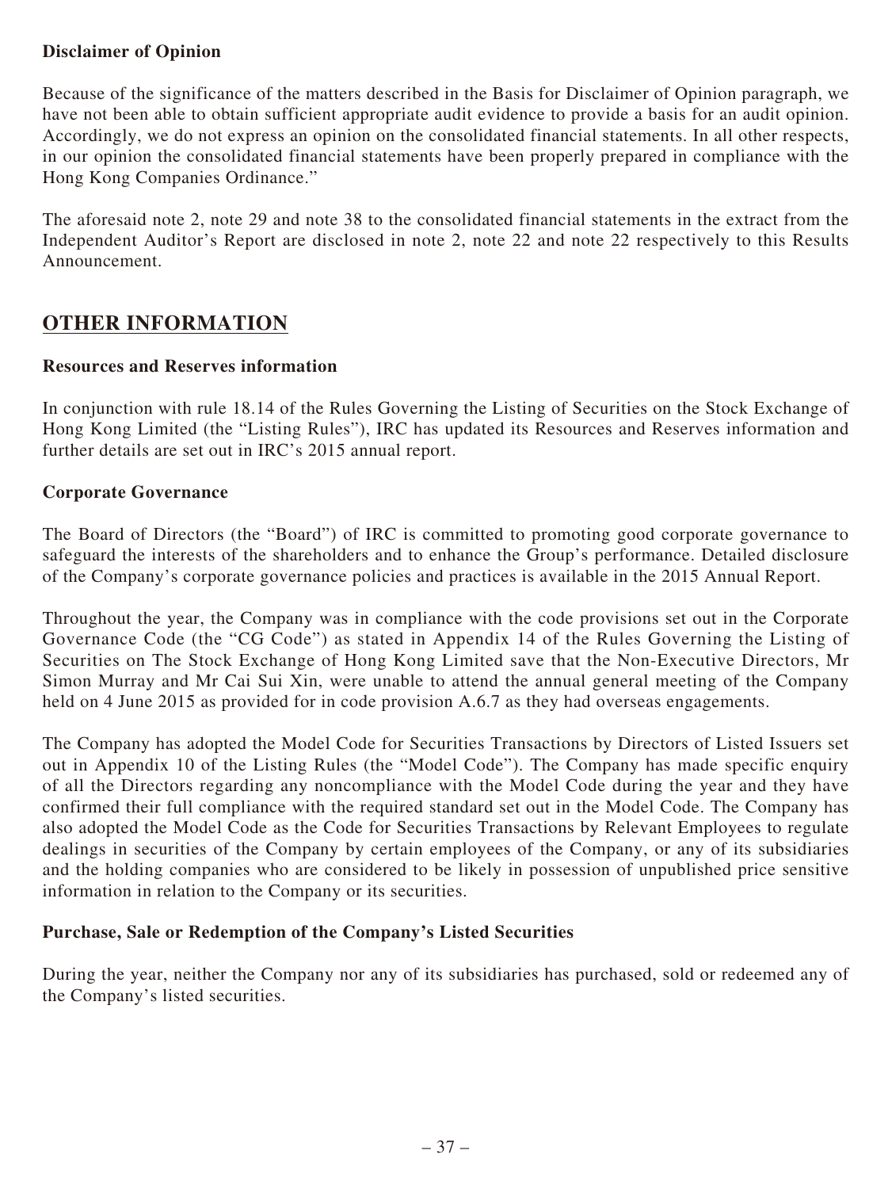**Disclaimer of Opinion**

Because of the significance of the matters described in the Basis for Disclaimer of Opinion paragraph, we have not been able to obtain sufficient appropriate audit evidence to provide a basis for an audit opinion. Accordingly, we do not express an opinion on the consolidated financial statements. In all other respects, in our opinion the consolidated financial statements have been properly prepared in compliance with the Hong Kong Companies Ordinance."

The aforesaid note 2, note 29 and note 38 to the consolidated financial statements in the extract from the Independent Auditor's Report are disclosed in note 2, note 22 and note 22 respectively to this Results Announcement.

## OTHER INFORMATION

**Resources and Reserves information**

In conjunction with rule 18.14 of the Rules Governing the Listing of Securities on the Stock Exchange of Hong Kong Limited (the "Listing Rules"), IRC has updated its Resources and Reserves information and further details are set out in IRC's 2015 annual report.

**Corporate Governance**

The Board of Directors (the "Board") of IRC is committed to promoting good corporate governance to safeguard the interests of the shareholders and to enhance the Group's performance. Detailed disclosure of the Company's corporate governance policies and practices is available in the 2015 Annual Report.

Throughout the year, the Company was in compliance with the code provisions set out in the Corporate Governance Code (the "CG Code") as stated in Appendix 14 of the Rules Governing the Listing of Securities on The Stock Exchange of Hong Kong Limited save that the Non-Executive Directors, Mr Simon Murray and Mr Cai Sui Xin, were unable to attend the annual general meeting of the Company held on 4 June 2015 as provided for in code provision A.6.7 as they had overseas engagements.

The Company has adopted the Model Code for Securities Transactions by Directors of Listed Issuers set out in Appendix 10 of the Listing Rules (the "Model Code"). The Company has made specific enquiry of all the Directors regarding any noncompliance with the Model Code during the year and they have confirmed their full compliance with the required standard set out in the Model Code. The Company has also adopted the Model Code as the Code for Securities Transactions by Relevant Employees to regulate dealings in securities of the Company by certain employees of the Company, or any of its subsidiaries and the holding companies who are considered to be likely in possession of unpublished price sensitive information in relation to the Company or its securities.

**Purchase, Sale or Redemption of the Company's Listed Securities**

During the year, neither the Company nor any of its subsidiaries has purchased, sold or redeemed any of the Company's listed securities.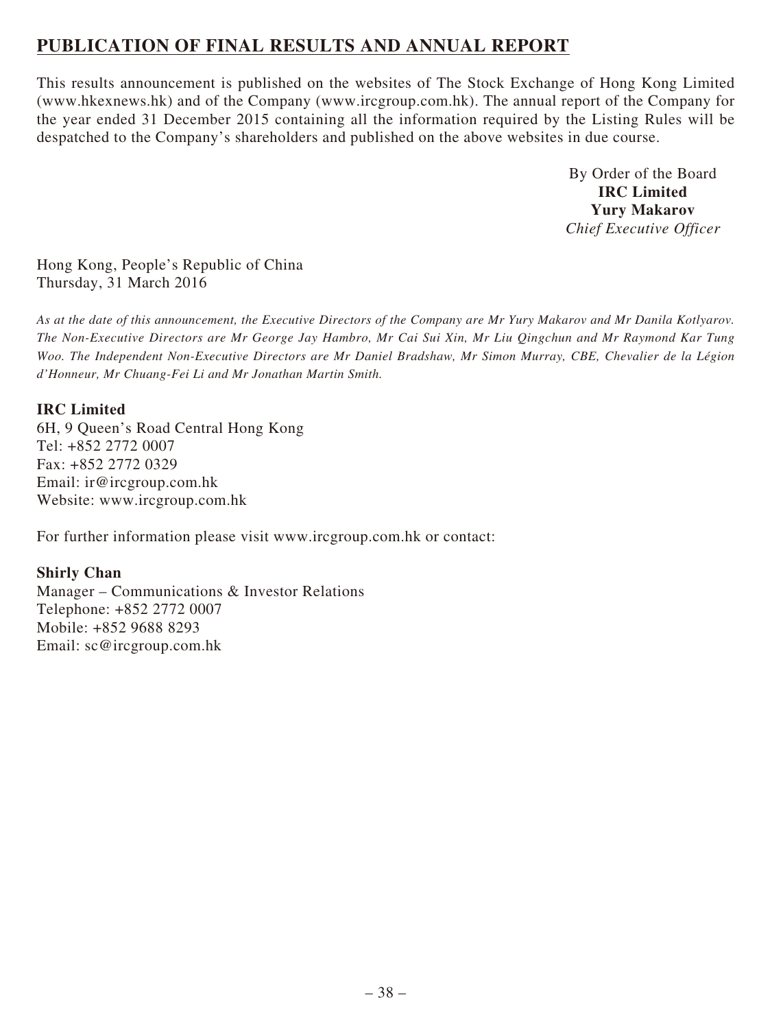## PUBLICATION OF FINAL RESULTS AND ANNUAL REPORT

This results announcement is published on the websites of The Stock Exchange of Hong Kong Limited (www.hkexnews.hk) and of the Company (www.ircgroup.com.hk). The annual report of the Company for the year ended 31 December 2015 containing all the information required by the Listing Rules will be despatched to the Company's shareholders and published on the above websites in due course.

By Order of the Board
**IRC Limited**
**Yury Makarov**
*Chief Executive Officer*

Hong Kong, People's Republic of China
Thursday, 31 March 2016

*As at the date of this announcement, the Executive Directors of the Company are Mr Yury Makarov and Mr Danila Kotlyarov. The Non-Executive Directors are Mr George Jay Hambro, Mr Cai Sui Xin, Mr Liu Qingchun and Mr Raymond Kar Tung Woo. The Independent Non-Executive Directors are Mr Daniel Bradshaw, Mr Simon Murray, CBE, Chevalier de la Légion d'Honneur, Mr Chuang-Fei Li and Mr Jonathan Martin Smith.*

**IRC Limited**
6H, 9 Queen's Road Central Hong Kong
Tel: +852 2772 0007
Fax: +852 2772 0329
Email: ir@ircgroup.com.hk
Website: www.ircgroup.com.hk

For further information please visit www.ircgroup.com.hk or contact:

**Shirly Chan**
Manager – Communications & Investor Relations
Telephone: +852 2772 0007
Mobile: +852 9688 8293
Email: sc@ircgroup.com.hk